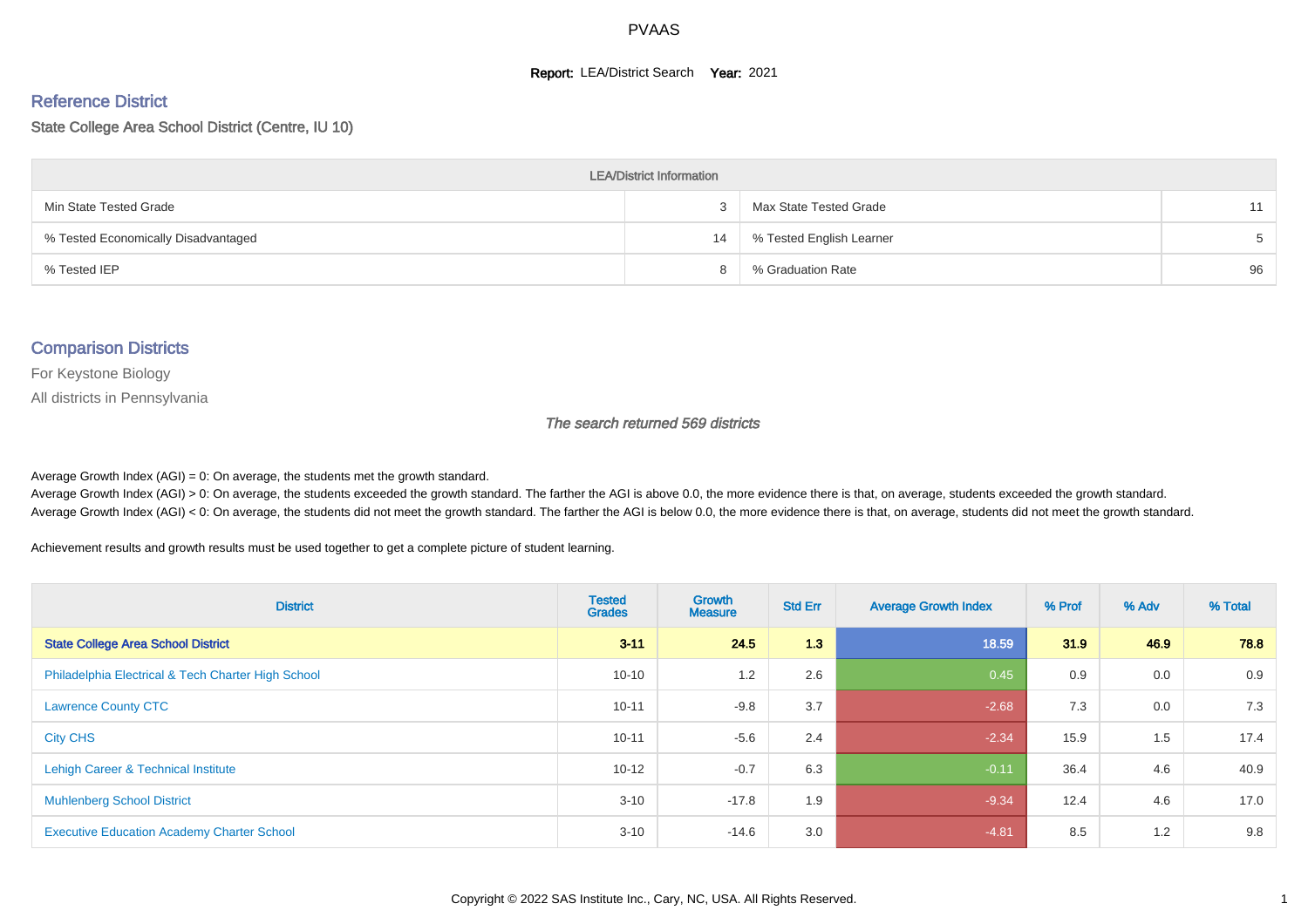# PVAAS

**Report:** LEA/District Search **Year:** 2021

## Reference District

### State College Area School District (Centre, IU 10)

| LEA/District Information | | | |
|---|---|---|---|
| Min State Tested Grade | 3 | Max State Tested Grade | 11 |
| % Tested Economically Disadvantaged | 14 | % Tested English Learner | 5 |
| % Tested IEP | 8 | % Graduation Rate | 96 |

## Comparison Districts

For Keystone Biology

All districts in Pennsylvania

*The search returned 569 districts*

Average Growth Index (AGI) = 0: On average, the students met the growth standard.
Average Growth Index (AGI) > 0: On average, the students exceeded the growth standard. The farther the AGI is above 0.0, the more evidence there is that, on average, students exceeded the growth standard.
Average Growth Index (AGI) < 0: On average, the students did not meet the growth standard. The farther the AGI is below 0.0, the more evidence there is that, on average, students did not meet the growth standard.

Achievement results and growth results must be used together to get a complete picture of student learning.

| District | Tested Grades | Growth Measure | Std Err | Average Growth Index | % Prof | % Adv | % Total |
|---|---|---|---|---|---|---|---|
| **State College Area School District** | **3-11** | **24.5** | **1.3** | **18.59** | **31.9** | **46.9** | **78.8** |
| Philadelphia Electrical & Tech Charter High School | 10-10 | 1.2 | 2.6 | 0.45 | 0.9 | 0.0 | 0.9 |
| Lawrence County CTC | 10-11 | -9.8 | 3.7 | -2.68 | 7.3 | 0.0 | 7.3 |
| City CHS | 10-11 | -5.6 | 2.4 | -2.34 | 15.9 | 1.5 | 17.4 |
| Lehigh Career & Technical Institute | 10-12 | -0.7 | 6.3 | -0.11 | 36.4 | 4.6 | 40.9 |
| Muhlenberg School District | 3-10 | -17.8 | 1.9 | -9.34 | 12.4 | 4.6 | 17.0 |
| Executive Education Academy Charter School | 3-10 | -14.6 | 3.0 | -4.81 | 8.5 | 1.2 | 9.8 |

Copyright © 2022 SAS Institute Inc., Cary, NC, USA. All Rights Reserved.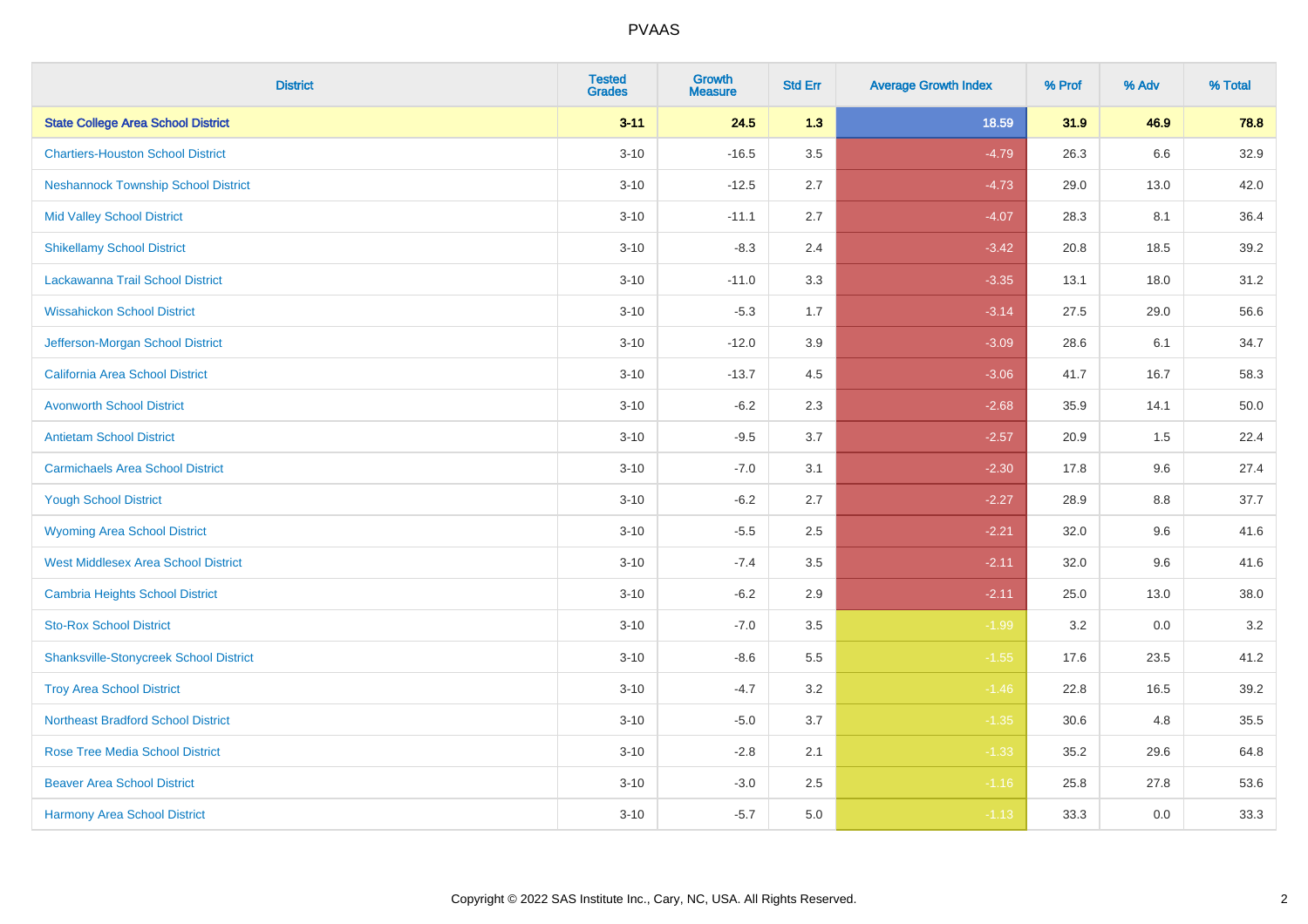# PVAAS

| District | Tested Grades | Growth Measure | Std Err | Average Growth Index | % Prof | % Adv | % Total |
|---|---|---|---|---|---|---|---|
| **State College Area School District** | **3-11** | **24.5** | **1.3** | **18.59** | **31.9** | **46.9** | **78.8** |
| Chartiers-Houston School District | 3-10 | -16.5 | 3.5 | -4.79 | 26.3 | 6.6 | 32.9 |
| Neshannock Township School District | 3-10 | -12.5 | 2.7 | -4.73 | 29.0 | 13.0 | 42.0 |
| Mid Valley School District | 3-10 | -11.1 | 2.7 | -4.07 | 28.3 | 8.1 | 36.4 |
| Shikellamy School District | 3-10 | -8.3 | 2.4 | -3.42 | 20.8 | 18.5 | 39.2 |
| Lackawanna Trail School District | 3-10 | -11.0 | 3.3 | -3.35 | 13.1 | 18.0 | 31.2 |
| Wissahickon School District | 3-10 | -5.3 | 1.7 | -3.14 | 27.5 | 29.0 | 56.6 |
| Jefferson-Morgan School District | 3-10 | -12.0 | 3.9 | -3.09 | 28.6 | 6.1 | 34.7 |
| California Area School District | 3-10 | -13.7 | 4.5 | -3.06 | 41.7 | 16.7 | 58.3 |
| Avonworth School District | 3-10 | -6.2 | 2.3 | -2.68 | 35.9 | 14.1 | 50.0 |
| Antietam School District | 3-10 | -9.5 | 3.7 | -2.57 | 20.9 | 1.5 | 22.4 |
| Carmichaels Area School District | 3-10 | -7.0 | 3.1 | -2.30 | 17.8 | 9.6 | 27.4 |
| Yough School District | 3-10 | -6.2 | 2.7 | -2.27 | 28.9 | 8.8 | 37.7 |
| Wyoming Area School District | 3-10 | -5.5 | 2.5 | -2.21 | 32.0 | 9.6 | 41.6 |
| West Middlesex Area School District | 3-10 | -7.4 | 3.5 | -2.11 | 32.0 | 9.6 | 41.6 |
| Cambria Heights School District | 3-10 | -6.2 | 2.9 | -2.11 | 25.0 | 13.0 | 38.0 |
| Sto-Rox School District | 3-10 | -7.0 | 3.5 | -1.99 | 3.2 | 0.0 | 3.2 |
| Shanksville-Stonycreek School District | 3-10 | -8.6 | 5.5 | -1.55 | 17.6 | 23.5 | 41.2 |
| Troy Area School District | 3-10 | -4.7 | 3.2 | -1.46 | 22.8 | 16.5 | 39.2 |
| Northeast Bradford School District | 3-10 | -5.0 | 3.7 | -1.35 | 30.6 | 4.8 | 35.5 |
| Rose Tree Media School District | 3-10 | -2.8 | 2.1 | -1.33 | 35.2 | 29.6 | 64.8 |
| Beaver Area School District | 3-10 | -3.0 | 2.5 | -1.16 | 25.8 | 27.8 | 53.6 |
| Harmony Area School District | 3-10 | -5.7 | 5.0 | -1.13 | 33.3 | 0.0 | 33.3 |

Copyright © 2022 SAS Institute Inc., Cary, NC, USA. All Rights Reserved.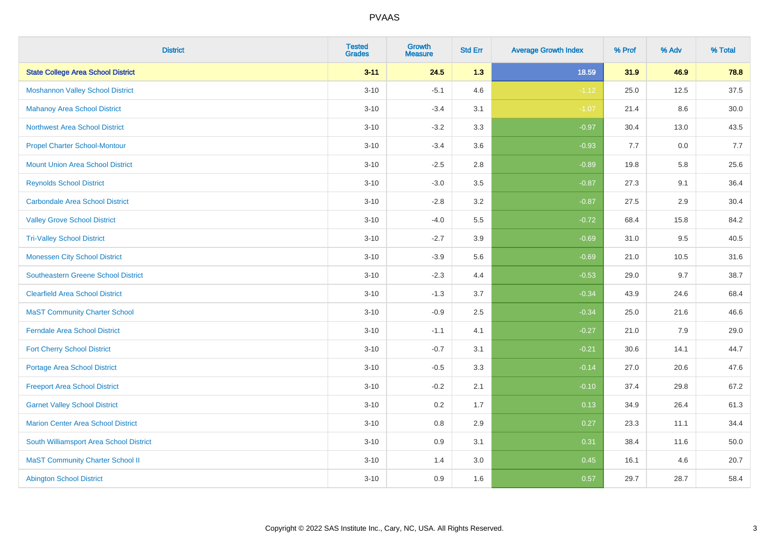PVAAS

| District | Tested Grades | Growth Measure | Std Err | Average Growth Index | % Prof | % Adv | % Total |
|---|---|---|---|---|---|---|---|
| **State College Area School District** | **3-11** | **24.5** | **1.3** | **18.59** | **31.9** | **46.9** | **78.8** |
| Moshannon Valley School District | 3-10 | -5.1 | 4.6 | -1.12 | 25.0 | 12.5 | 37.5 |
| Mahanoy Area School District | 3-10 | -3.4 | 3.1 | -1.07 | 21.4 | 8.6 | 30.0 |
| Northwest Area School District | 3-10 | -3.2 | 3.3 | -0.97 | 30.4 | 13.0 | 43.5 |
| Propel Charter School-Montour | 3-10 | -3.4 | 3.6 | -0.93 | 7.7 | 0.0 | 7.7 |
| Mount Union Area School District | 3-10 | -2.5 | 2.8 | -0.89 | 19.8 | 5.8 | 25.6 |
| Reynolds School District | 3-10 | -3.0 | 3.5 | -0.87 | 27.3 | 9.1 | 36.4 |
| Carbondale Area School District | 3-10 | -2.8 | 3.2 | -0.87 | 27.5 | 2.9 | 30.4 |
| Valley Grove School District | 3-10 | -4.0 | 5.5 | -0.72 | 68.4 | 15.8 | 84.2 |
| Tri-Valley School District | 3-10 | -2.7 | 3.9 | -0.69 | 31.0 | 9.5 | 40.5 |
| Monessen City School District | 3-10 | -3.9 | 5.6 | -0.69 | 21.0 | 10.5 | 31.6 |
| Southeastern Greene School District | 3-10 | -2.3 | 4.4 | -0.53 | 29.0 | 9.7 | 38.7 |
| Clearfield Area School District | 3-10 | -1.3 | 3.7 | -0.34 | 43.9 | 24.6 | 68.4 |
| MaST Community Charter School | 3-10 | -0.9 | 2.5 | -0.34 | 25.0 | 21.6 | 46.6 |
| Ferndale Area School District | 3-10 | -1.1 | 4.1 | -0.27 | 21.0 | 7.9 | 29.0 |
| Fort Cherry School District | 3-10 | -0.7 | 3.1 | -0.21 | 30.6 | 14.1 | 44.7 |
| Portage Area School District | 3-10 | -0.5 | 3.3 | -0.14 | 27.0 | 20.6 | 47.6 |
| Freeport Area School District | 3-10 | -0.2 | 2.1 | -0.10 | 37.4 | 29.8 | 67.2 |
| Garnet Valley School District | 3-10 | 0.2 | 1.7 | 0.13 | 34.9 | 26.4 | 61.3 |
| Marion Center Area School District | 3-10 | 0.8 | 2.9 | 0.27 | 23.3 | 11.1 | 34.4 |
| South Williamsport Area School District | 3-10 | 0.9 | 3.1 | 0.31 | 38.4 | 11.6 | 50.0 |
| MaST Community Charter School II | 3-10 | 1.4 | 3.0 | 0.45 | 16.1 | 4.6 | 20.7 |
| Abington School District | 3-10 | 0.9 | 1.6 | 0.57 | 29.7 | 28.7 | 58.4 |

Copyright © 2022 SAS Institute Inc., Cary, NC, USA. All Rights Reserved.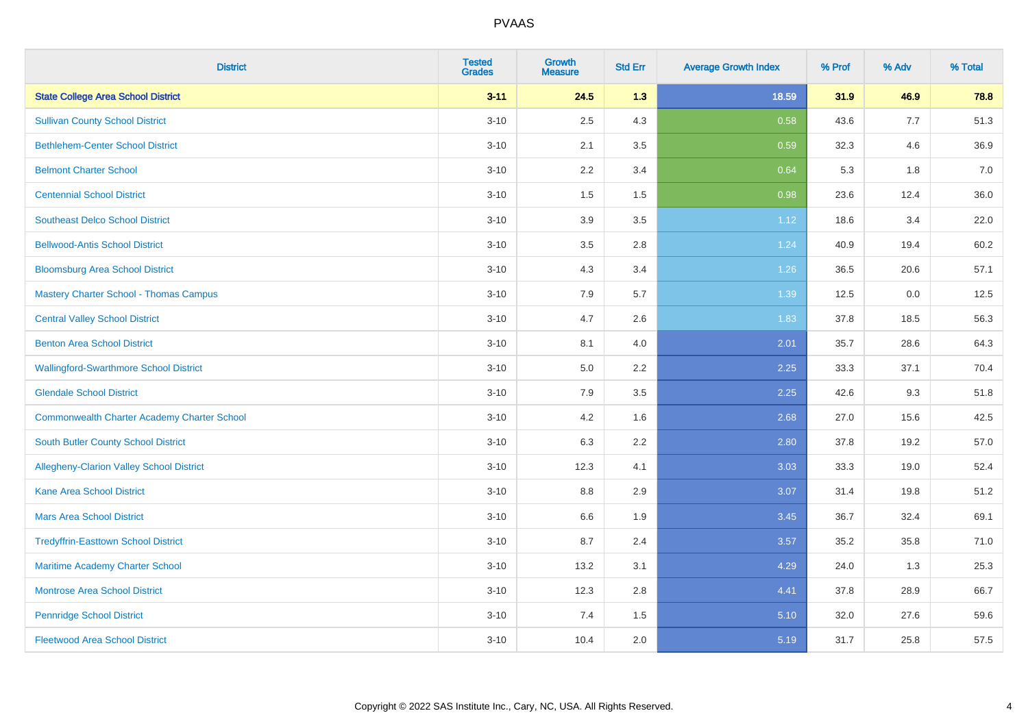# PVAAS

| District | Tested Grades | Growth Measure | Std Err | Average Growth Index | % Prof | % Adv | % Total |
|---|---|---|---|---|---|---|---|
| **State College Area School District** | **3-11** | **24.5** | **1.3** | **18.59** | **31.9** | **46.9** | **78.8** |
| Sullivan County School District | 3-10 | 2.5 | 4.3 | 0.58 | 43.6 | 7.7 | 51.3 |
| Bethlehem-Center School District | 3-10 | 2.1 | 3.5 | 0.59 | 32.3 | 4.6 | 36.9 |
| Belmont Charter School | 3-10 | 2.2 | 3.4 | 0.64 | 5.3 | 1.8 | 7.0 |
| Centennial School District | 3-10 | 1.5 | 1.5 | 0.98 | 23.6 | 12.4 | 36.0 |
| Southeast Delco School District | 3-10 | 3.9 | 3.5 | 1.12 | 18.6 | 3.4 | 22.0 |
| Bellwood-Antis School District | 3-10 | 3.5 | 2.8 | 1.24 | 40.9 | 19.4 | 60.2 |
| Bloomsburg Area School District | 3-10 | 4.3 | 3.4 | 1.26 | 36.5 | 20.6 | 57.1 |
| Mastery Charter School - Thomas Campus | 3-10 | 7.9 | 5.7 | 1.39 | 12.5 | 0.0 | 12.5 |
| Central Valley School District | 3-10 | 4.7 | 2.6 | 1.83 | 37.8 | 18.5 | 56.3 |
| Benton Area School District | 3-10 | 8.1 | 4.0 | 2.01 | 35.7 | 28.6 | 64.3 |
| Wallingford-Swarthmore School District | 3-10 | 5.0 | 2.2 | 2.25 | 33.3 | 37.1 | 70.4 |
| Glendale School District | 3-10 | 7.9 | 3.5 | 2.25 | 42.6 | 9.3 | 51.8 |
| Commonwealth Charter Academy Charter School | 3-10 | 4.2 | 1.6 | 2.68 | 27.0 | 15.6 | 42.5 |
| South Butler County School District | 3-10 | 6.3 | 2.2 | 2.80 | 37.8 | 19.2 | 57.0 |
| Allegheny-Clarion Valley School District | 3-10 | 12.3 | 4.1 | 3.03 | 33.3 | 19.0 | 52.4 |
| Kane Area School District | 3-10 | 8.8 | 2.9 | 3.07 | 31.4 | 19.8 | 51.2 |
| Mars Area School District | 3-10 | 6.6 | 1.9 | 3.45 | 36.7 | 32.4 | 69.1 |
| Tredyffrin-Easttown School District | 3-10 | 8.7 | 2.4 | 3.57 | 35.2 | 35.8 | 71.0 |
| Maritime Academy Charter School | 3-10 | 13.2 | 3.1 | 4.29 | 24.0 | 1.3 | 25.3 |
| Montrose Area School District | 3-10 | 12.3 | 2.8 | 4.41 | 37.8 | 28.9 | 66.7 |
| Pennridge School District | 3-10 | 7.4 | 1.5 | 5.10 | 32.0 | 27.6 | 59.6 |
| Fleetwood Area School District | 3-10 | 10.4 | 2.0 | 5.19 | 31.7 | 25.8 | 57.5 |

Copyright © 2022 SAS Institute Inc., Cary, NC, USA. All Rights Reserved.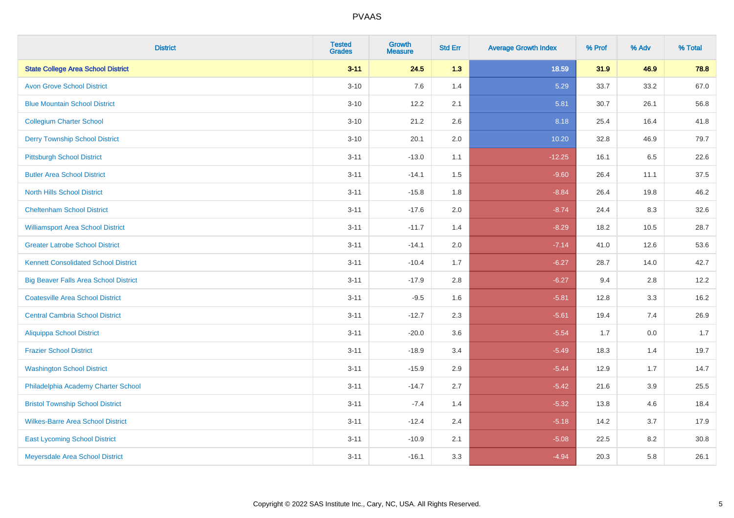# PVAAS

| District | Tested Grades | Growth Measure | Std Err | Average Growth Index | % Prof | % Adv | % Total |
|---|---|---|---|---|---|---|---|
| **State College Area School District** | **3-11** | **24.5** | **1.3** | **18.59** | **31.9** | **46.9** | **78.8** |
| Avon Grove School District | 3-10 | 7.6 | 1.4 | 5.29 | 33.7 | 33.2 | 67.0 |
| Blue Mountain School District | 3-10 | 12.2 | 2.1 | 5.81 | 30.7 | 26.1 | 56.8 |
| Collegium Charter School | 3-10 | 21.2 | 2.6 | 8.18 | 25.4 | 16.4 | 41.8 |
| Derry Township School District | 3-10 | 20.1 | 2.0 | 10.20 | 32.8 | 46.9 | 79.7 |
| Pittsburgh School District | 3-11 | -13.0 | 1.1 | -12.25 | 16.1 | 6.5 | 22.6 |
| Butler Area School District | 3-11 | -14.1 | 1.5 | -9.60 | 26.4 | 11.1 | 37.5 |
| North Hills School District | 3-11 | -15.8 | 1.8 | -8.84 | 26.4 | 19.8 | 46.2 |
| Cheltenham School District | 3-11 | -17.6 | 2.0 | -8.74 | 24.4 | 8.3 | 32.6 |
| Williamsport Area School District | 3-11 | -11.7 | 1.4 | -8.29 | 18.2 | 10.5 | 28.7 |
| Greater Latrobe School District | 3-11 | -14.1 | 2.0 | -7.14 | 41.0 | 12.6 | 53.6 |
| Kennett Consolidated School District | 3-11 | -10.4 | 1.7 | -6.27 | 28.7 | 14.0 | 42.7 |
| Big Beaver Falls Area School District | 3-11 | -17.9 | 2.8 | -6.27 | 9.4 | 2.8 | 12.2 |
| Coatesville Area School District | 3-11 | -9.5 | 1.6 | -5.81 | 12.8 | 3.3 | 16.2 |
| Central Cambria School District | 3-11 | -12.7 | 2.3 | -5.61 | 19.4 | 7.4 | 26.9 |
| Aliquippa School District | 3-11 | -20.0 | 3.6 | -5.54 | 1.7 | 0.0 | 1.7 |
| Frazier School District | 3-11 | -18.9 | 3.4 | -5.49 | 18.3 | 1.4 | 19.7 |
| Washington School District | 3-11 | -15.9 | 2.9 | -5.44 | 12.9 | 1.7 | 14.7 |
| Philadelphia Academy Charter School | 3-11 | -14.7 | 2.7 | -5.42 | 21.6 | 3.9 | 25.5 |
| Bristol Township School District | 3-11 | -7.4 | 1.4 | -5.32 | 13.8 | 4.6 | 18.4 |
| Wilkes-Barre Area School District | 3-11 | -12.4 | 2.4 | -5.18 | 14.2 | 3.7 | 17.9 |
| East Lycoming School District | 3-11 | -10.9 | 2.1 | -5.08 | 22.5 | 8.2 | 30.8 |
| Meyersdale Area School District | 3-11 | -16.1 | 3.3 | -4.94 | 20.3 | 5.8 | 26.1 |

Copyright © 2022 SAS Institute Inc., Cary, NC, USA. All Rights Reserved.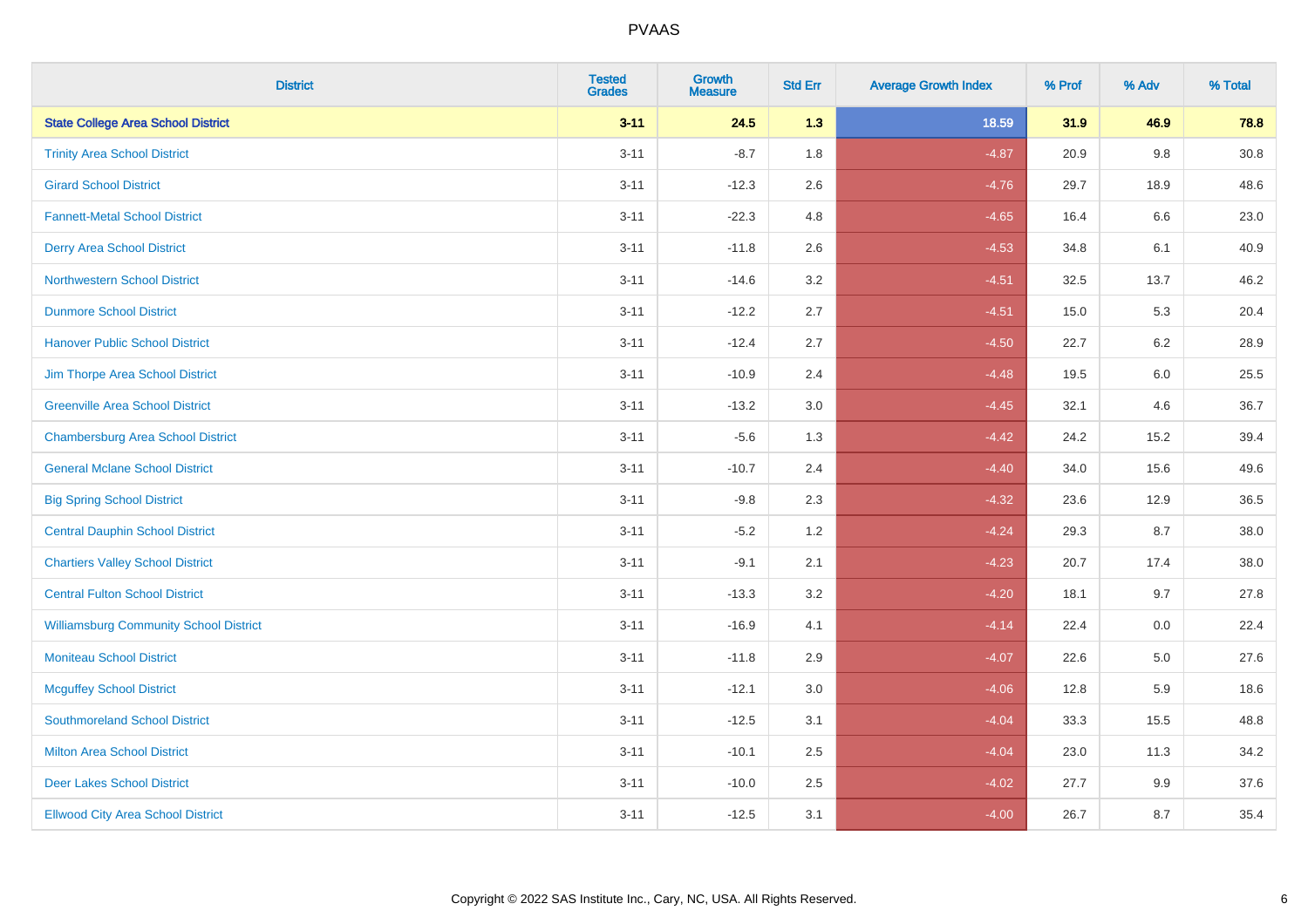| District | Tested Grades | Growth Measure | Std Err | Average Growth Index | % Prof | % Adv | % Total |
|---|---|---|---|---|---|---|---|
| **State College Area School District** | **3-11** | **24.5** | **1.3** | **18.59** | **31.9** | **46.9** | **78.8** |
| Trinity Area School District | 3-11 | -8.7 | 1.8 | -4.87 | 20.9 | 9.8 | 30.8 |
| Girard School District | 3-11 | -12.3 | 2.6 | -4.76 | 29.7 | 18.9 | 48.6 |
| Fannett-Metal School District | 3-11 | -22.3 | 4.8 | -4.65 | 16.4 | 6.6 | 23.0 |
| Derry Area School District | 3-11 | -11.8 | 2.6 | -4.53 | 34.8 | 6.1 | 40.9 |
| Northwestern School District | 3-11 | -14.6 | 3.2 | -4.51 | 32.5 | 13.7 | 46.2 |
| Dunmore School District | 3-11 | -12.2 | 2.7 | -4.51 | 15.0 | 5.3 | 20.4 |
| Hanover Public School District | 3-11 | -12.4 | 2.7 | -4.50 | 22.7 | 6.2 | 28.9 |
| Jim Thorpe Area School District | 3-11 | -10.9 | 2.4 | -4.48 | 19.5 | 6.0 | 25.5 |
| Greenville Area School District | 3-11 | -13.2 | 3.0 | -4.45 | 32.1 | 4.6 | 36.7 |
| Chambersburg Area School District | 3-11 | -5.6 | 1.3 | -4.42 | 24.2 | 15.2 | 39.4 |
| General Mclane School District | 3-11 | -10.7 | 2.4 | -4.40 | 34.0 | 15.6 | 49.6 |
| Big Spring School District | 3-11 | -9.8 | 2.3 | -4.32 | 23.6 | 12.9 | 36.5 |
| Central Dauphin School District | 3-11 | -5.2 | 1.2 | -4.24 | 29.3 | 8.7 | 38.0 |
| Chartiers Valley School District | 3-11 | -9.1 | 2.1 | -4.23 | 20.7 | 17.4 | 38.0 |
| Central Fulton School District | 3-11 | -13.3 | 3.2 | -4.20 | 18.1 | 9.7 | 27.8 |
| Williamsburg Community School District | 3-11 | -16.9 | 4.1 | -4.14 | 22.4 | 0.0 | 22.4 |
| Moniteau School District | 3-11 | -11.8 | 2.9 | -4.07 | 22.6 | 5.0 | 27.6 |
| Mcguffey School District | 3-11 | -12.1 | 3.0 | -4.06 | 12.8 | 5.9 | 18.6 |
| Southmoreland School District | 3-11 | -12.5 | 3.1 | -4.04 | 33.3 | 15.5 | 48.8 |
| Milton Area School District | 3-11 | -10.1 | 2.5 | -4.04 | 23.0 | 11.3 | 34.2 |
| Deer Lakes School District | 3-11 | -10.0 | 2.5 | -4.02 | 27.7 | 9.9 | 37.6 |
| Ellwood City Area School District | 3-11 | -12.5 | 3.1 | -4.00 | 26.7 | 8.7 | 35.4 |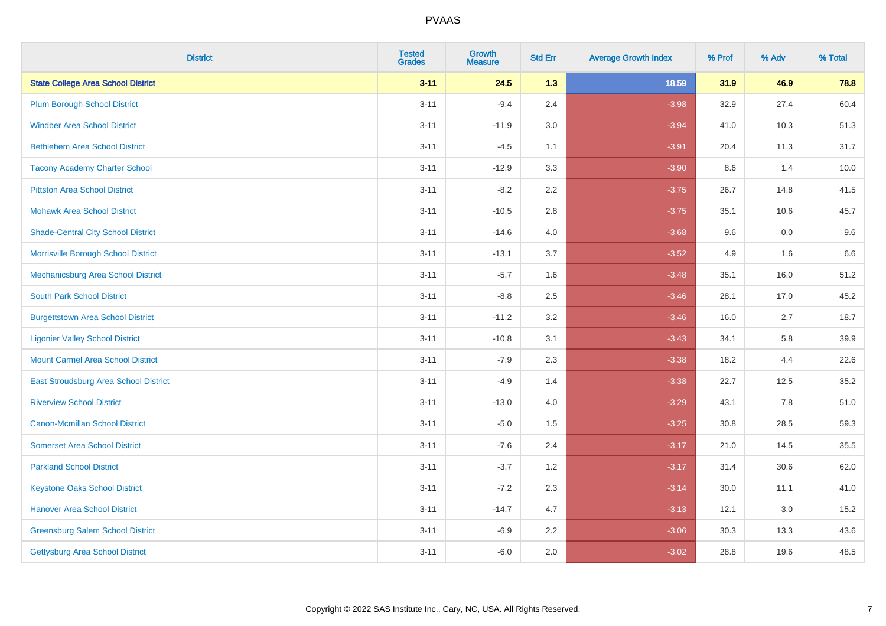# PVAAS

| District | Tested Grades | Growth Measure | Std Err | Average Growth Index | % Prof | % Adv | % Total |
|---|---|---|---|---|---|---|---|
| **State College Area School District** | **3-11** | **24.5** | **1.3** | **18.59** | **31.9** | **46.9** | **78.8** |
| Plum Borough School District | 3-11 | -9.4 | 2.4 | -3.98 | 32.9 | 27.4 | 60.4 |
| Windber Area School District | 3-11 | -11.9 | 3.0 | -3.94 | 41.0 | 10.3 | 51.3 |
| Bethlehem Area School District | 3-11 | -4.5 | 1.1 | -3.91 | 20.4 | 11.3 | 31.7 |
| Tacony Academy Charter School | 3-11 | -12.9 | 3.3 | -3.90 | 8.6 | 1.4 | 10.0 |
| Pittston Area School District | 3-11 | -8.2 | 2.2 | -3.75 | 26.7 | 14.8 | 41.5 |
| Mohawk Area School District | 3-11 | -10.5 | 2.8 | -3.75 | 35.1 | 10.6 | 45.7 |
| Shade-Central City School District | 3-11 | -14.6 | 4.0 | -3.68 | 9.6 | 0.0 | 9.6 |
| Morrisville Borough School District | 3-11 | -13.1 | 3.7 | -3.52 | 4.9 | 1.6 | 6.6 |
| Mechanicsburg Area School District | 3-11 | -5.7 | 1.6 | -3.48 | 35.1 | 16.0 | 51.2 |
| South Park School District | 3-11 | -8.8 | 2.5 | -3.46 | 28.1 | 17.0 | 45.2 |
| Burgettstown Area School District | 3-11 | -11.2 | 3.2 | -3.46 | 16.0 | 2.7 | 18.7 |
| Ligonier Valley School District | 3-11 | -10.8 | 3.1 | -3.43 | 34.1 | 5.8 | 39.9 |
| Mount Carmel Area School District | 3-11 | -7.9 | 2.3 | -3.38 | 18.2 | 4.4 | 22.6 |
| East Stroudsburg Area School District | 3-11 | -4.9 | 1.4 | -3.38 | 22.7 | 12.5 | 35.2 |
| Riverview School District | 3-11 | -13.0 | 4.0 | -3.29 | 43.1 | 7.8 | 51.0 |
| Canon-Mcmillan School District | 3-11 | -5.0 | 1.5 | -3.25 | 30.8 | 28.5 | 59.3 |
| Somerset Area School District | 3-11 | -7.6 | 2.4 | -3.17 | 21.0 | 14.5 | 35.5 |
| Parkland School District | 3-11 | -3.7 | 1.2 | -3.17 | 31.4 | 30.6 | 62.0 |
| Keystone Oaks School District | 3-11 | -7.2 | 2.3 | -3.14 | 30.0 | 11.1 | 41.0 |
| Hanover Area School District | 3-11 | -14.7 | 4.7 | -3.13 | 12.1 | 3.0 | 15.2 |
| Greensburg Salem School District | 3-11 | -6.9 | 2.2 | -3.06 | 30.3 | 13.3 | 43.6 |
| Gettysburg Area School District | 3-11 | -6.0 | 2.0 | -3.02 | 28.8 | 19.6 | 48.5 |

Copyright © 2022 SAS Institute Inc., Cary, NC, USA. All Rights Reserved.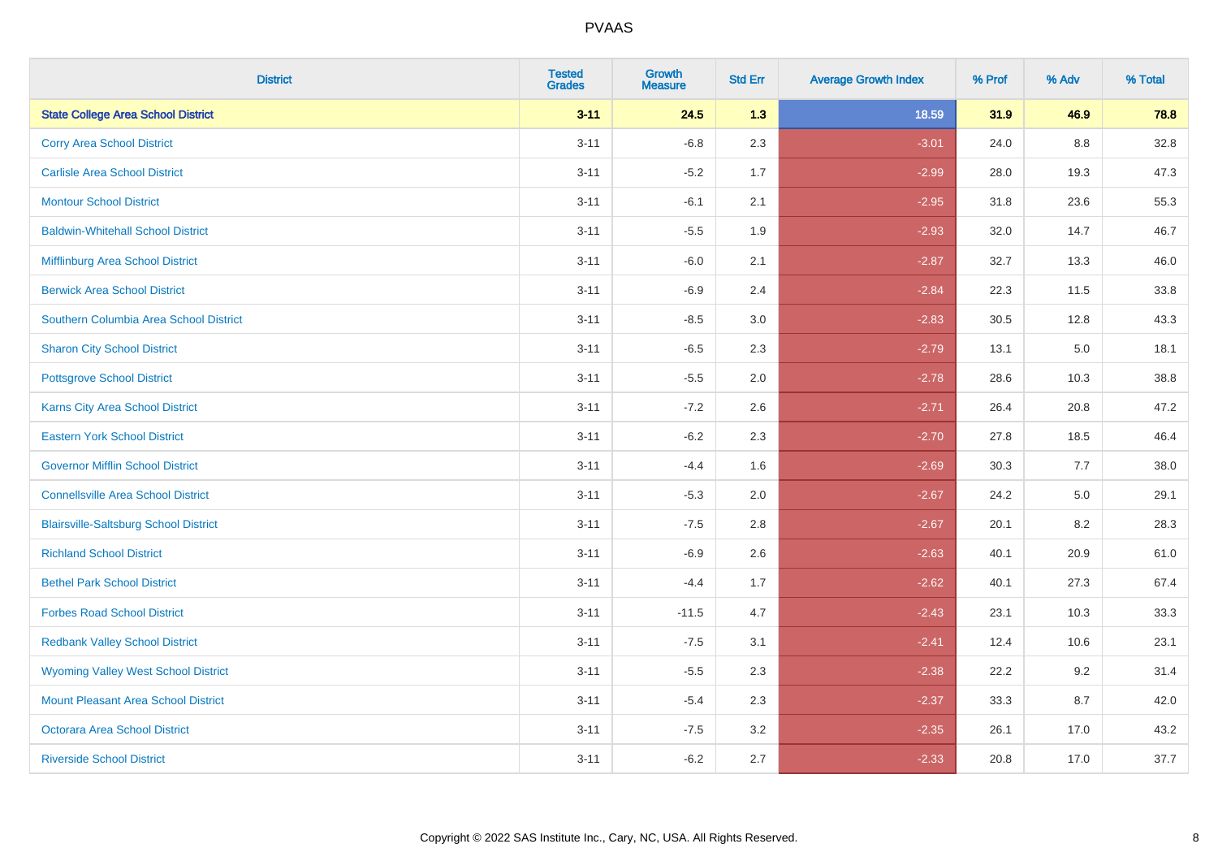# PVAAS

| District | Tested Grades | Growth Measure | Std Err | Average Growth Index | % Prof | % Adv | % Total |
|---|---|---|---|---|---|---|---|
| **State College Area School District** | **3-11** | **24.5** | **1.3** | **18.59** | **31.9** | **46.9** | **78.8** |
| Corry Area School District | 3-11 | -6.8 | 2.3 | -3.01 | 24.0 | 8.8 | 32.8 |
| Carlisle Area School District | 3-11 | -5.2 | 1.7 | -2.99 | 28.0 | 19.3 | 47.3 |
| Montour School District | 3-11 | -6.1 | 2.1 | -2.95 | 31.8 | 23.6 | 55.3 |
| Baldwin-Whitehall School District | 3-11 | -5.5 | 1.9 | -2.93 | 32.0 | 14.7 | 46.7 |
| Mifflinburg Area School District | 3-11 | -6.0 | 2.1 | -2.87 | 32.7 | 13.3 | 46.0 |
| Berwick Area School District | 3-11 | -6.9 | 2.4 | -2.84 | 22.3 | 11.5 | 33.8 |
| Southern Columbia Area School District | 3-11 | -8.5 | 3.0 | -2.83 | 30.5 | 12.8 | 43.3 |
| Sharon City School District | 3-11 | -6.5 | 2.3 | -2.79 | 13.1 | 5.0 | 18.1 |
| Pottsgrove School District | 3-11 | -5.5 | 2.0 | -2.78 | 28.6 | 10.3 | 38.8 |
| Karns City Area School District | 3-11 | -7.2 | 2.6 | -2.71 | 26.4 | 20.8 | 47.2 |
| Eastern York School District | 3-11 | -6.2 | 2.3 | -2.70 | 27.8 | 18.5 | 46.4 |
| Governor Mifflin School District | 3-11 | -4.4 | 1.6 | -2.69 | 30.3 | 7.7 | 38.0 |
| Connellsville Area School District | 3-11 | -5.3 | 2.0 | -2.67 | 24.2 | 5.0 | 29.1 |
| Blairsville-Saltsburg School District | 3-11 | -7.5 | 2.8 | -2.67 | 20.1 | 8.2 | 28.3 |
| Richland School District | 3-11 | -6.9 | 2.6 | -2.63 | 40.1 | 20.9 | 61.0 |
| Bethel Park School District | 3-11 | -4.4 | 1.7 | -2.62 | 40.1 | 27.3 | 67.4 |
| Forbes Road School District | 3-11 | -11.5 | 4.7 | -2.43 | 23.1 | 10.3 | 33.3 |
| Redbank Valley School District | 3-11 | -7.5 | 3.1 | -2.41 | 12.4 | 10.6 | 23.1 |
| Wyoming Valley West School District | 3-11 | -5.5 | 2.3 | -2.38 | 22.2 | 9.2 | 31.4 |
| Mount Pleasant Area School District | 3-11 | -5.4 | 2.3 | -2.37 | 33.3 | 8.7 | 42.0 |
| Octorara Area School District | 3-11 | -7.5 | 3.2 | -2.35 | 26.1 | 17.0 | 43.2 |
| Riverside School District | 3-11 | -6.2 | 2.7 | -2.33 | 20.8 | 17.0 | 37.7 |

Copyright © 2022 SAS Institute Inc., Cary, NC, USA. All Rights Reserved.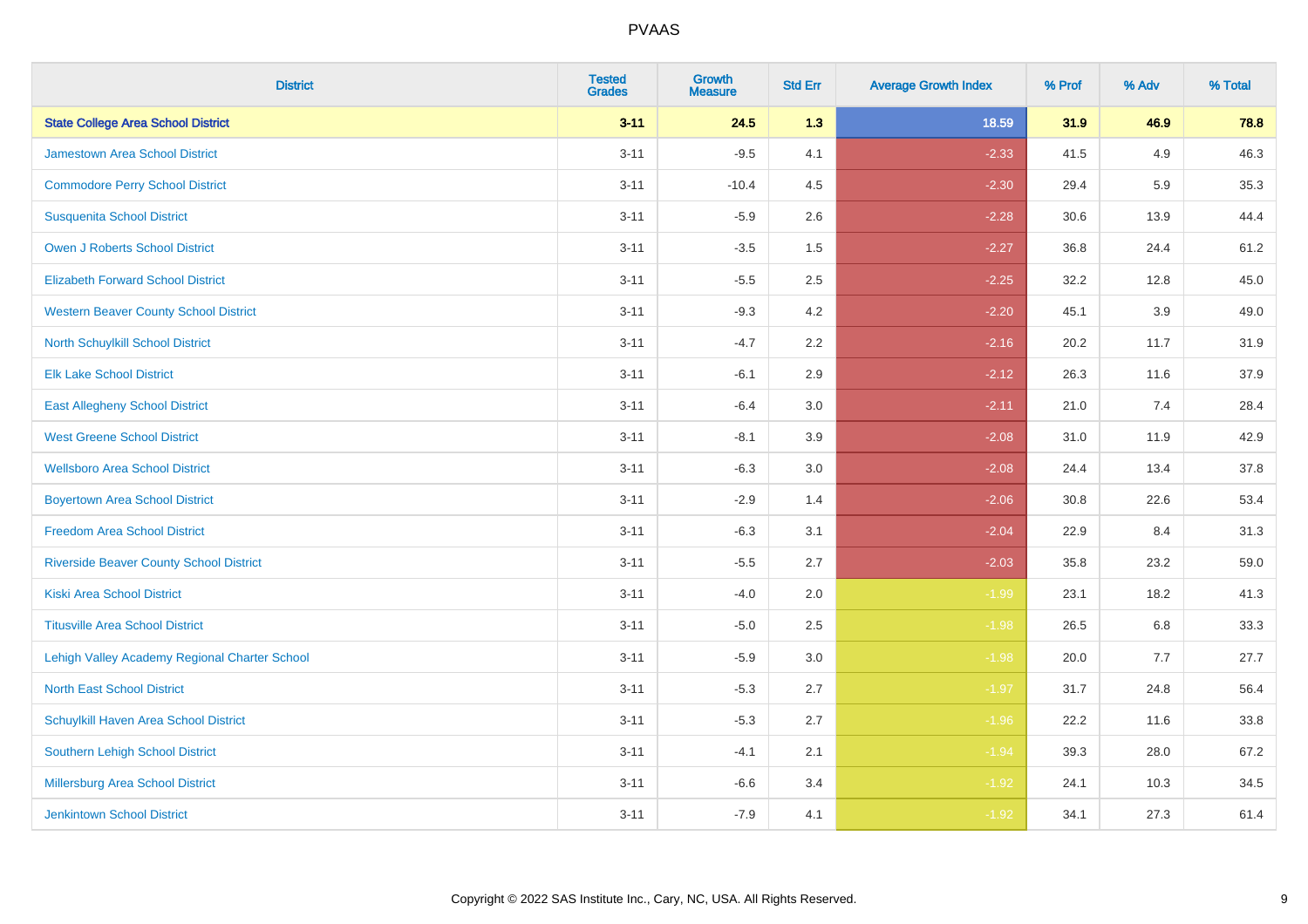# PVAAS

| District | Tested Grades | Growth Measure | Std Err | Average Growth Index | % Prof | % Adv | % Total |
|---|---|---|---|---|---|---|---|
| **State College Area School District** | **3-11** | **24.5** | **1.3** | **18.59** | **31.9** | **46.9** | **78.8** |
| Jamestown Area School District | 3-11 | -9.5 | 4.1 | -2.33 | 41.5 | 4.9 | 46.3 |
| Commodore Perry School District | 3-11 | -10.4 | 4.5 | -2.30 | 29.4 | 5.9 | 35.3 |
| Susquenita School District | 3-11 | -5.9 | 2.6 | -2.28 | 30.6 | 13.9 | 44.4 |
| Owen J Roberts School District | 3-11 | -3.5 | 1.5 | -2.27 | 36.8 | 24.4 | 61.2 |
| Elizabeth Forward School District | 3-11 | -5.5 | 2.5 | -2.25 | 32.2 | 12.8 | 45.0 |
| Western Beaver County School District | 3-11 | -9.3 | 4.2 | -2.20 | 45.1 | 3.9 | 49.0 |
| North Schuylkill School District | 3-11 | -4.7 | 2.2 | -2.16 | 20.2 | 11.7 | 31.9 |
| Elk Lake School District | 3-11 | -6.1 | 2.9 | -2.12 | 26.3 | 11.6 | 37.9 |
| East Allegheny School District | 3-11 | -6.4 | 3.0 | -2.11 | 21.0 | 7.4 | 28.4 |
| West Greene School District | 3-11 | -8.1 | 3.9 | -2.08 | 31.0 | 11.9 | 42.9 |
| Wellsboro Area School District | 3-11 | -6.3 | 3.0 | -2.08 | 24.4 | 13.4 | 37.8 |
| Boyertown Area School District | 3-11 | -2.9 | 1.4 | -2.06 | 30.8 | 22.6 | 53.4 |
| Freedom Area School District | 3-11 | -6.3 | 3.1 | -2.04 | 22.9 | 8.4 | 31.3 |
| Riverside Beaver County School District | 3-11 | -5.5 | 2.7 | -2.03 | 35.8 | 23.2 | 59.0 |
| Kiski Area School District | 3-11 | -4.0 | 2.0 | -1.99 | 23.1 | 18.2 | 41.3 |
| Titusville Area School District | 3-11 | -5.0 | 2.5 | -1.98 | 26.5 | 6.8 | 33.3 |
| Lehigh Valley Academy Regional Charter School | 3-11 | -5.9 | 3.0 | -1.98 | 20.0 | 7.7 | 27.7 |
| North East School District | 3-11 | -5.3 | 2.7 | -1.97 | 31.7 | 24.8 | 56.4 |
| Schuylkill Haven Area School District | 3-11 | -5.3 | 2.7 | -1.96 | 22.2 | 11.6 | 33.8 |
| Southern Lehigh School District | 3-11 | -4.1 | 2.1 | -1.94 | 39.3 | 28.0 | 67.2 |
| Millersburg Area School District | 3-11 | -6.6 | 3.4 | -1.92 | 24.1 | 10.3 | 34.5 |
| Jenkintown School District | 3-11 | -7.9 | 4.1 | -1.92 | 34.1 | 27.3 | 61.4 |

Copyright © 2022 SAS Institute Inc., Cary, NC, USA. All Rights Reserved.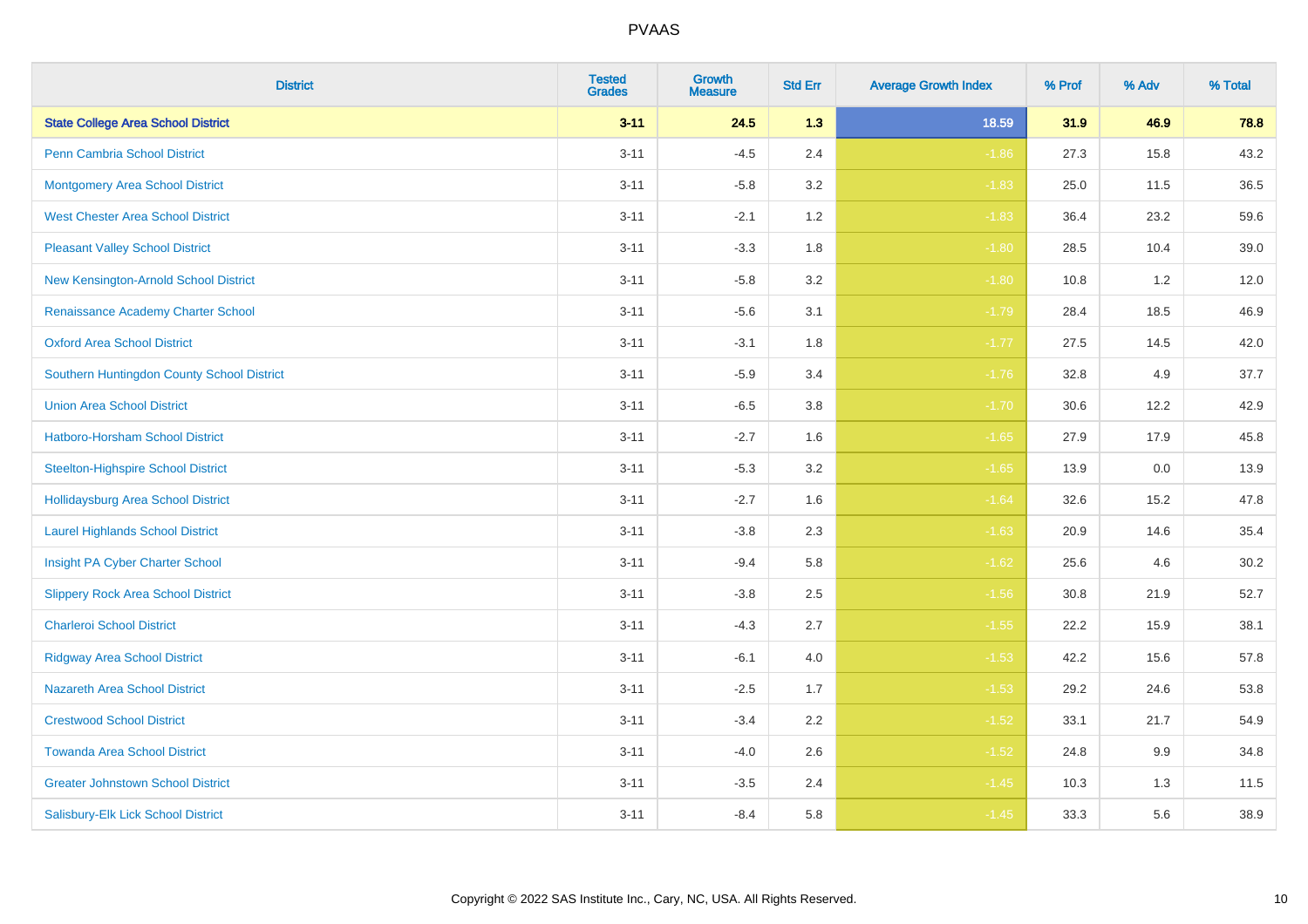# PVAAS

| District | Tested Grades | Growth Measure | Std Err | Average Growth Index | % Prof | % Adv | % Total |
|---|---|---|---|---|---|---|---|
| **State College Area School District** | **3-11** | **24.5** | **1.3** | **18.59** | **31.9** | **46.9** | **78.8** |
| Penn Cambria School District | 3-11 | -4.5 | 2.4 | -1.86 | 27.3 | 15.8 | 43.2 |
| Montgomery Area School District | 3-11 | -5.8 | 3.2 | -1.83 | 25.0 | 11.5 | 36.5 |
| West Chester Area School District | 3-11 | -2.1 | 1.2 | -1.83 | 36.4 | 23.2 | 59.6 |
| Pleasant Valley School District | 3-11 | -3.3 | 1.8 | -1.80 | 28.5 | 10.4 | 39.0 |
| New Kensington-Arnold School District | 3-11 | -5.8 | 3.2 | -1.80 | 10.8 | 1.2 | 12.0 |
| Renaissance Academy Charter School | 3-11 | -5.6 | 3.1 | -1.79 | 28.4 | 18.5 | 46.9 |
| Oxford Area School District | 3-11 | -3.1 | 1.8 | -1.77 | 27.5 | 14.5 | 42.0 |
| Southern Huntingdon County School District | 3-11 | -5.9 | 3.4 | -1.76 | 32.8 | 4.9 | 37.7 |
| Union Area School District | 3-11 | -6.5 | 3.8 | -1.70 | 30.6 | 12.2 | 42.9 |
| Hatboro-Horsham School District | 3-11 | -2.7 | 1.6 | -1.65 | 27.9 | 17.9 | 45.8 |
| Steelton-Highspire School District | 3-11 | -5.3 | 3.2 | -1.65 | 13.9 | 0.0 | 13.9 |
| Hollidaysburg Area School District | 3-11 | -2.7 | 1.6 | -1.64 | 32.6 | 15.2 | 47.8 |
| Laurel Highlands School District | 3-11 | -3.8 | 2.3 | -1.63 | 20.9 | 14.6 | 35.4 |
| Insight PA Cyber Charter School | 3-11 | -9.4 | 5.8 | -1.62 | 25.6 | 4.6 | 30.2 |
| Slippery Rock Area School District | 3-11 | -3.8 | 2.5 | -1.56 | 30.8 | 21.9 | 52.7 |
| Charleroi School District | 3-11 | -4.3 | 2.7 | -1.55 | 22.2 | 15.9 | 38.1 |
| Ridgway Area School District | 3-11 | -6.1 | 4.0 | -1.53 | 42.2 | 15.6 | 57.8 |
| Nazareth Area School District | 3-11 | -2.5 | 1.7 | -1.53 | 29.2 | 24.6 | 53.8 |
| Crestwood School District | 3-11 | -3.4 | 2.2 | -1.52 | 33.1 | 21.7 | 54.9 |
| Towanda Area School District | 3-11 | -4.0 | 2.6 | -1.52 | 24.8 | 9.9 | 34.8 |
| Greater Johnstown School District | 3-11 | -3.5 | 2.4 | -1.45 | 10.3 | 1.3 | 11.5 |
| Salisbury-Elk Lick School District | 3-11 | -8.4 | 5.8 | -1.45 | 33.3 | 5.6 | 38.9 |

Copyright © 2022 SAS Institute Inc., Cary, NC, USA. All Rights Reserved.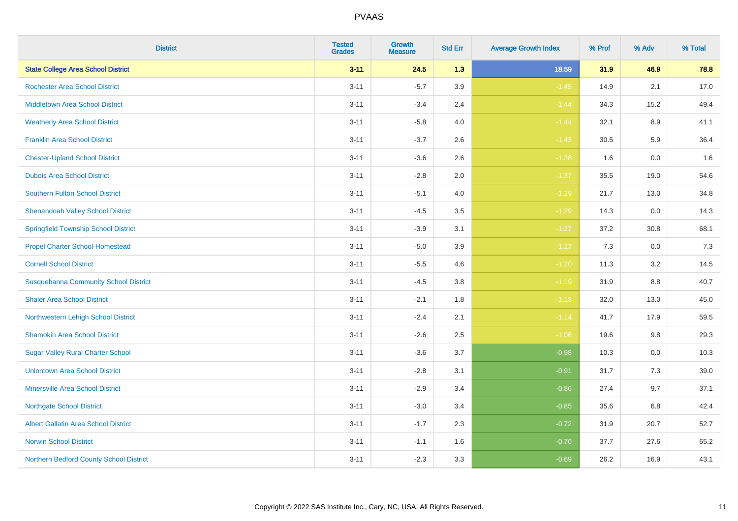# PVAAS

| District | Tested Grades | Growth Measure | Std Err | Average Growth Index | % Prof | % Adv | % Total |
|---|---|---|---|---|---|---|---|
| **State College Area School District** | **3-11** | **24.5** | **1.3** | **18.59** | **31.9** | **46.9** | **78.8** |
| Rochester Area School District | 3-11 | -5.7 | 3.9 | -1.45 | 14.9 | 2.1 | 17.0 |
| Middletown Area School District | 3-11 | -3.4 | 2.4 | -1.44 | 34.3 | 15.2 | 49.4 |
| Weatherly Area School District | 3-11 | -5.8 | 4.0 | -1.44 | 32.1 | 8.9 | 41.1 |
| Franklin Area School District | 3-11 | -3.7 | 2.6 | -1.43 | 30.5 | 5.9 | 36.4 |
| Chester-Upland School District | 3-11 | -3.6 | 2.6 | -1.38 | 1.6 | 0.0 | 1.6 |
| Dubois Area School District | 3-11 | -2.8 | 2.0 | -1.37 | 35.5 | 19.0 | 54.6 |
| Southern Fulton School District | 3-11 | -5.1 | 4.0 | -1.29 | 21.7 | 13.0 | 34.8 |
| Shenandoah Valley School District | 3-11 | -4.5 | 3.5 | -1.29 | 14.3 | 0.0 | 14.3 |
| Springfield Township School District | 3-11 | -3.9 | 3.1 | -1.27 | 37.2 | 30.8 | 68.1 |
| Propel Charter School-Homestead | 3-11 | -5.0 | 3.9 | -1.27 | 7.3 | 0.0 | 7.3 |
| Cornell School District | 3-11 | -5.5 | 4.6 | -1.20 | 11.3 | 3.2 | 14.5 |
| Susquehanna Community School District | 3-11 | -4.5 | 3.8 | -1.19 | 31.9 | 8.8 | 40.7 |
| Shaler Area School District | 3-11 | -2.1 | 1.8 | -1.18 | 32.0 | 13.0 | 45.0 |
| Northwestern Lehigh School District | 3-11 | -2.4 | 2.1 | -1.14 | 41.7 | 17.9 | 59.5 |
| Shamokin Area School District | 3-11 | -2.6 | 2.5 | -1.06 | 19.6 | 9.8 | 29.3 |
| Sugar Valley Rural Charter School | 3-11 | -3.6 | 3.7 | -0.98 | 10.3 | 0.0 | 10.3 |
| Uniontown Area School District | 3-11 | -2.8 | 3.1 | -0.91 | 31.7 | 7.3 | 39.0 |
| Minersville Area School District | 3-11 | -2.9 | 3.4 | -0.86 | 27.4 | 9.7 | 37.1 |
| Northgate School District | 3-11 | -3.0 | 3.4 | -0.85 | 35.6 | 6.8 | 42.4 |
| Albert Gallatin Area School District | 3-11 | -1.7 | 2.3 | -0.72 | 31.9 | 20.7 | 52.7 |
| Norwin School District | 3-11 | -1.1 | 1.6 | -0.70 | 37.7 | 27.6 | 65.2 |
| Northern Bedford County School District | 3-11 | -2.3 | 3.3 | -0.69 | 26.2 | 16.9 | 43.1 |

Copyright © 2022 SAS Institute Inc., Cary, NC, USA. All Rights Reserved.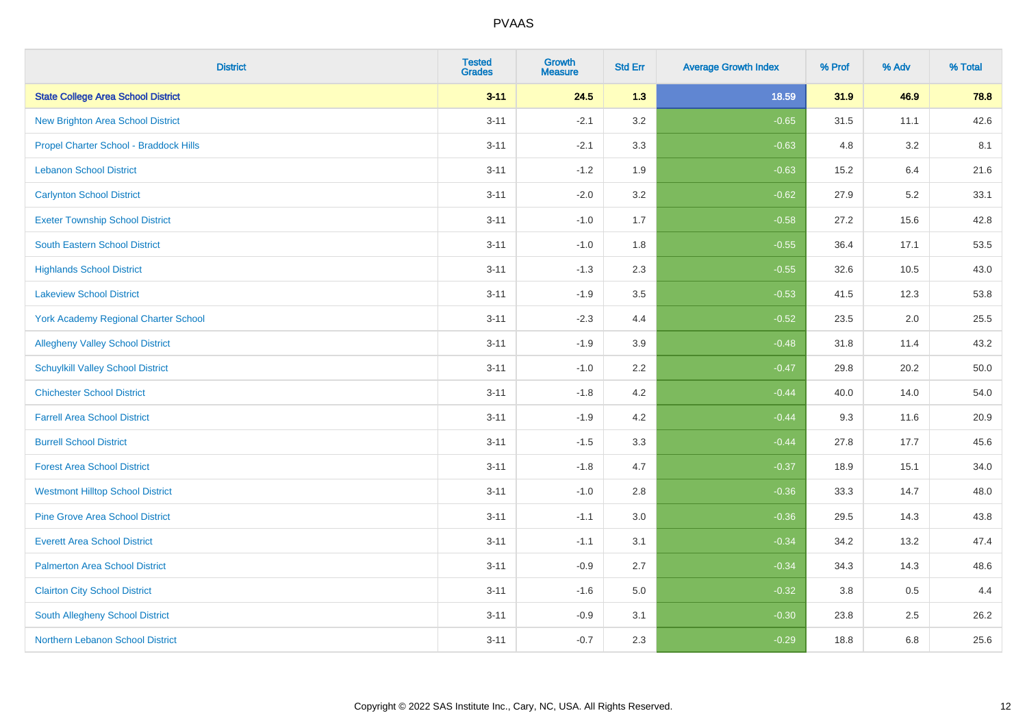| District | Tested Grades | Growth Measure | Std Err | Average Growth Index | % Prof | % Adv | % Total |
|---|---|---|---|---|---|---|---|
| **State College Area School District** | **3-11** | **24.5** | **1.3** | **18.59** | **31.9** | **46.9** | **78.8** |
| New Brighton Area School District | 3-11 | -2.1 | 3.2 | -0.65 | 31.5 | 11.1 | 42.6 |
| Propel Charter School - Braddock Hills | 3-11 | -2.1 | 3.3 | -0.63 | 4.8 | 3.2 | 8.1 |
| Lebanon School District | 3-11 | -1.2 | 1.9 | -0.63 | 15.2 | 6.4 | 21.6 |
| Carlynton School District | 3-11 | -2.0 | 3.2 | -0.62 | 27.9 | 5.2 | 33.1 |
| Exeter Township School District | 3-11 | -1.0 | 1.7 | -0.58 | 27.2 | 15.6 | 42.8 |
| South Eastern School District | 3-11 | -1.0 | 1.8 | -0.55 | 36.4 | 17.1 | 53.5 |
| Highlands School District | 3-11 | -1.3 | 2.3 | -0.55 | 32.6 | 10.5 | 43.0 |
| Lakeview School District | 3-11 | -1.9 | 3.5 | -0.53 | 41.5 | 12.3 | 53.8 |
| York Academy Regional Charter School | 3-11 | -2.3 | 4.4 | -0.52 | 23.5 | 2.0 | 25.5 |
| Allegheny Valley School District | 3-11 | -1.9 | 3.9 | -0.48 | 31.8 | 11.4 | 43.2 |
| Schuylkill Valley School District | 3-11 | -1.0 | 2.2 | -0.47 | 29.8 | 20.2 | 50.0 |
| Chichester School District | 3-11 | -1.8 | 4.2 | -0.44 | 40.0 | 14.0 | 54.0 |
| Farrell Area School District | 3-11 | -1.9 | 4.2 | -0.44 | 9.3 | 11.6 | 20.9 |
| Burrell School District | 3-11 | -1.5 | 3.3 | -0.44 | 27.8 | 17.7 | 45.6 |
| Forest Area School District | 3-11 | -1.8 | 4.7 | -0.37 | 18.9 | 15.1 | 34.0 |
| Westmont Hilltop School District | 3-11 | -1.0 | 2.8 | -0.36 | 33.3 | 14.7 | 48.0 |
| Pine Grove Area School District | 3-11 | -1.1 | 3.0 | -0.36 | 29.5 | 14.3 | 43.8 |
| Everett Area School District | 3-11 | -1.1 | 3.1 | -0.34 | 34.2 | 13.2 | 47.4 |
| Palmerton Area School District | 3-11 | -0.9 | 2.7 | -0.34 | 34.3 | 14.3 | 48.6 |
| Clairton City School District | 3-11 | -1.6 | 5.0 | -0.32 | 3.8 | 0.5 | 4.4 |
| South Allegheny School District | 3-11 | -0.9 | 3.1 | -0.30 | 23.8 | 2.5 | 26.2 |
| Northern Lebanon School District | 3-11 | -0.7 | 2.3 | -0.29 | 18.8 | 6.8 | 25.6 |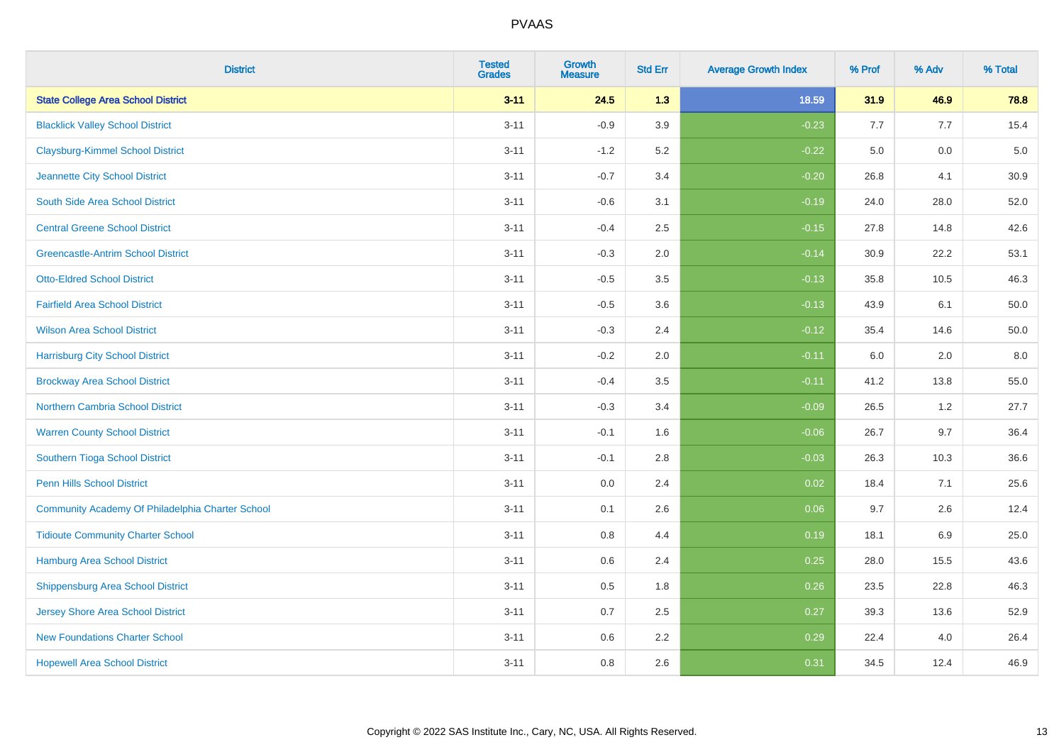# PVAAS

| District | Tested Grades | Growth Measure | Std Err | Average Growth Index | % Prof | % Adv | % Total |
|---|---|---|---|---|---|---|---|
| **State College Area School District** | **3-11** | **24.5** | **1.3** | **18.59** | **31.9** | **46.9** | **78.8** |
| Blacklick Valley School District | 3-11 | -0.9 | 3.9 | -0.23 | 7.7 | 7.7 | 15.4 |
| Claysburg-Kimmel School District | 3-11 | -1.2 | 5.2 | -0.22 | 5.0 | 0.0 | 5.0 |
| Jeannette City School District | 3-11 | -0.7 | 3.4 | -0.20 | 26.8 | 4.1 | 30.9 |
| South Side Area School District | 3-11 | -0.6 | 3.1 | -0.19 | 24.0 | 28.0 | 52.0 |
| Central Greene School District | 3-11 | -0.4 | 2.5 | -0.15 | 27.8 | 14.8 | 42.6 |
| Greencastle-Antrim School District | 3-11 | -0.3 | 2.0 | -0.14 | 30.9 | 22.2 | 53.1 |
| Otto-Eldred School District | 3-11 | -0.5 | 3.5 | -0.13 | 35.8 | 10.5 | 46.3 |
| Fairfield Area School District | 3-11 | -0.5 | 3.6 | -0.13 | 43.9 | 6.1 | 50.0 |
| Wilson Area School District | 3-11 | -0.3 | 2.4 | -0.12 | 35.4 | 14.6 | 50.0 |
| Harrisburg City School District | 3-11 | -0.2 | 2.0 | -0.11 | 6.0 | 2.0 | 8.0 |
| Brockway Area School District | 3-11 | -0.4 | 3.5 | -0.11 | 41.2 | 13.8 | 55.0 |
| Northern Cambria School District | 3-11 | -0.3 | 3.4 | -0.09 | 26.5 | 1.2 | 27.7 |
| Warren County School District | 3-11 | -0.1 | 1.6 | -0.06 | 26.7 | 9.7 | 36.4 |
| Southern Tioga School District | 3-11 | -0.1 | 2.8 | -0.03 | 26.3 | 10.3 | 36.6 |
| Penn Hills School District | 3-11 | 0.0 | 2.4 | 0.02 | 18.4 | 7.1 | 25.6 |
| Community Academy Of Philadelphia Charter School | 3-11 | 0.1 | 2.6 | 0.06 | 9.7 | 2.6 | 12.4 |
| Tidioute Community Charter School | 3-11 | 0.8 | 4.4 | 0.19 | 18.1 | 6.9 | 25.0 |
| Hamburg Area School District | 3-11 | 0.6 | 2.4 | 0.25 | 28.0 | 15.5 | 43.6 |
| Shippensburg Area School District | 3-11 | 0.5 | 1.8 | 0.26 | 23.5 | 22.8 | 46.3 |
| Jersey Shore Area School District | 3-11 | 0.7 | 2.5 | 0.27 | 39.3 | 13.6 | 52.9 |
| New Foundations Charter School | 3-11 | 0.6 | 2.2 | 0.29 | 22.4 | 4.0 | 26.4 |
| Hopewell Area School District | 3-11 | 0.8 | 2.6 | 0.31 | 34.5 | 12.4 | 46.9 |

Copyright © 2022 SAS Institute Inc., Cary, NC, USA. All Rights Reserved.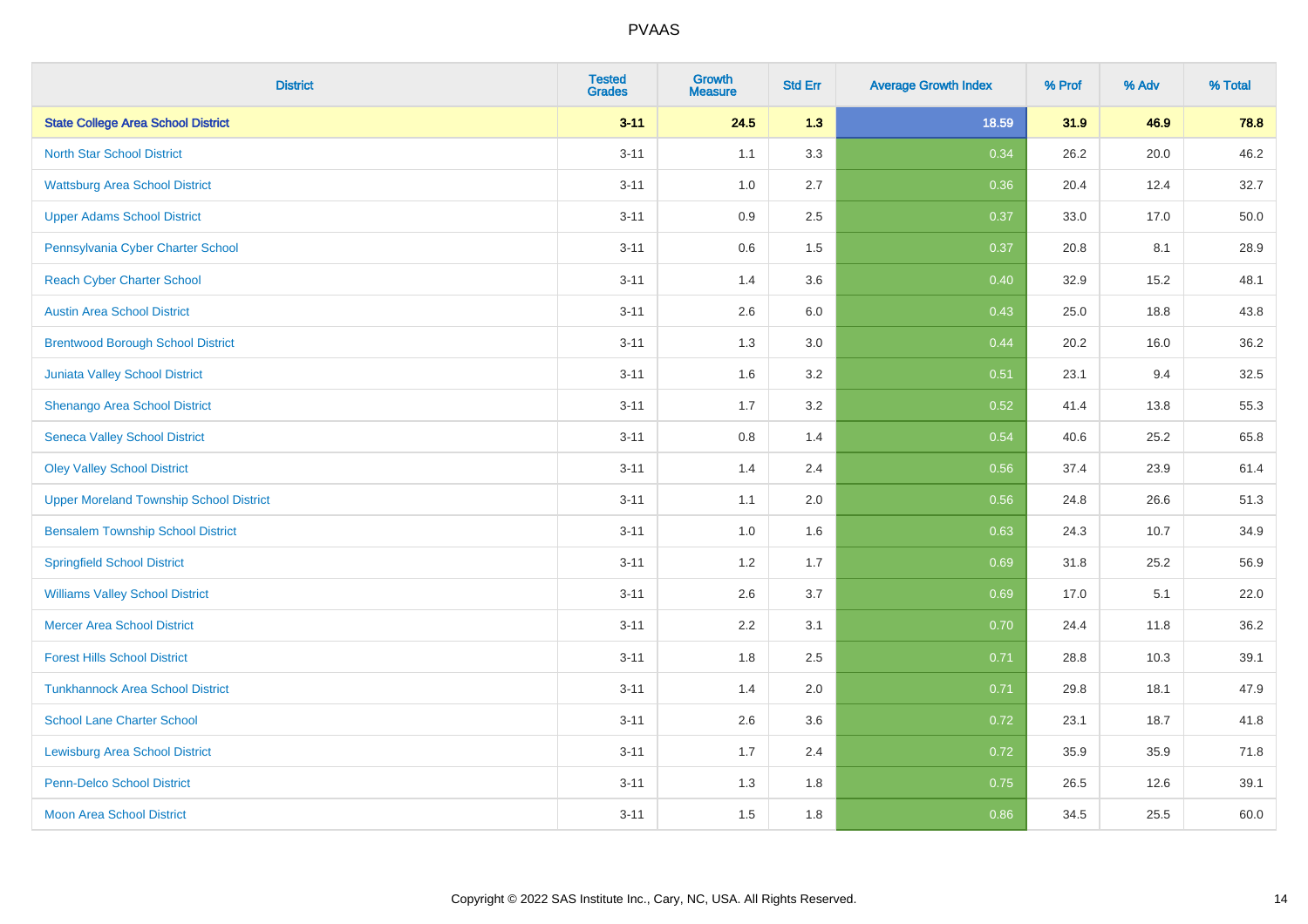| District | Tested Grades | Growth Measure | Std Err | Average Growth Index | % Prof | % Adv | % Total |
|---|---|---|---|---|---|---|---|
| **State College Area School District** | **3-11** | **24.5** | **1.3** | **18.59** | **31.9** | **46.9** | **78.8** |
| North Star School District | 3-11 | 1.1 | 3.3 | 0.34 | 26.2 | 20.0 | 46.2 |
| Wattsburg Area School District | 3-11 | 1.0 | 2.7 | 0.36 | 20.4 | 12.4 | 32.7 |
| Upper Adams School District | 3-11 | 0.9 | 2.5 | 0.37 | 33.0 | 17.0 | 50.0 |
| Pennsylvania Cyber Charter School | 3-11 | 0.6 | 1.5 | 0.37 | 20.8 | 8.1 | 28.9 |
| Reach Cyber Charter School | 3-11 | 1.4 | 3.6 | 0.40 | 32.9 | 15.2 | 48.1 |
| Austin Area School District | 3-11 | 2.6 | 6.0 | 0.43 | 25.0 | 18.8 | 43.8 |
| Brentwood Borough School District | 3-11 | 1.3 | 3.0 | 0.44 | 20.2 | 16.0 | 36.2 |
| Juniata Valley School District | 3-11 | 1.6 | 3.2 | 0.51 | 23.1 | 9.4 | 32.5 |
| Shenango Area School District | 3-11 | 1.7 | 3.2 | 0.52 | 41.4 | 13.8 | 55.3 |
| Seneca Valley School District | 3-11 | 0.8 | 1.4 | 0.54 | 40.6 | 25.2 | 65.8 |
| Oley Valley School District | 3-11 | 1.4 | 2.4 | 0.56 | 37.4 | 23.9 | 61.4 |
| Upper Moreland Township School District | 3-11 | 1.1 | 2.0 | 0.56 | 24.8 | 26.6 | 51.3 |
| Bensalem Township School District | 3-11 | 1.0 | 1.6 | 0.63 | 24.3 | 10.7 | 34.9 |
| Springfield School District | 3-11 | 1.2 | 1.7 | 0.69 | 31.8 | 25.2 | 56.9 |
| Williams Valley School District | 3-11 | 2.6 | 3.7 | 0.69 | 17.0 | 5.1 | 22.0 |
| Mercer Area School District | 3-11 | 2.2 | 3.1 | 0.70 | 24.4 | 11.8 | 36.2 |
| Forest Hills School District | 3-11 | 1.8 | 2.5 | 0.71 | 28.8 | 10.3 | 39.1 |
| Tunkhannock Area School District | 3-11 | 1.4 | 2.0 | 0.71 | 29.8 | 18.1 | 47.9 |
| School Lane Charter School | 3-11 | 2.6 | 3.6 | 0.72 | 23.1 | 18.7 | 41.8 |
| Lewisburg Area School District | 3-11 | 1.7 | 2.4 | 0.72 | 35.9 | 35.9 | 71.8 |
| Penn-Delco School District | 3-11 | 1.3 | 1.8 | 0.75 | 26.5 | 12.6 | 39.1 |
| Moon Area School District | 3-11 | 1.5 | 1.8 | 0.86 | 34.5 | 25.5 | 60.0 |

Copyright © 2022 SAS Institute Inc., Cary, NC, USA. All Rights Reserved.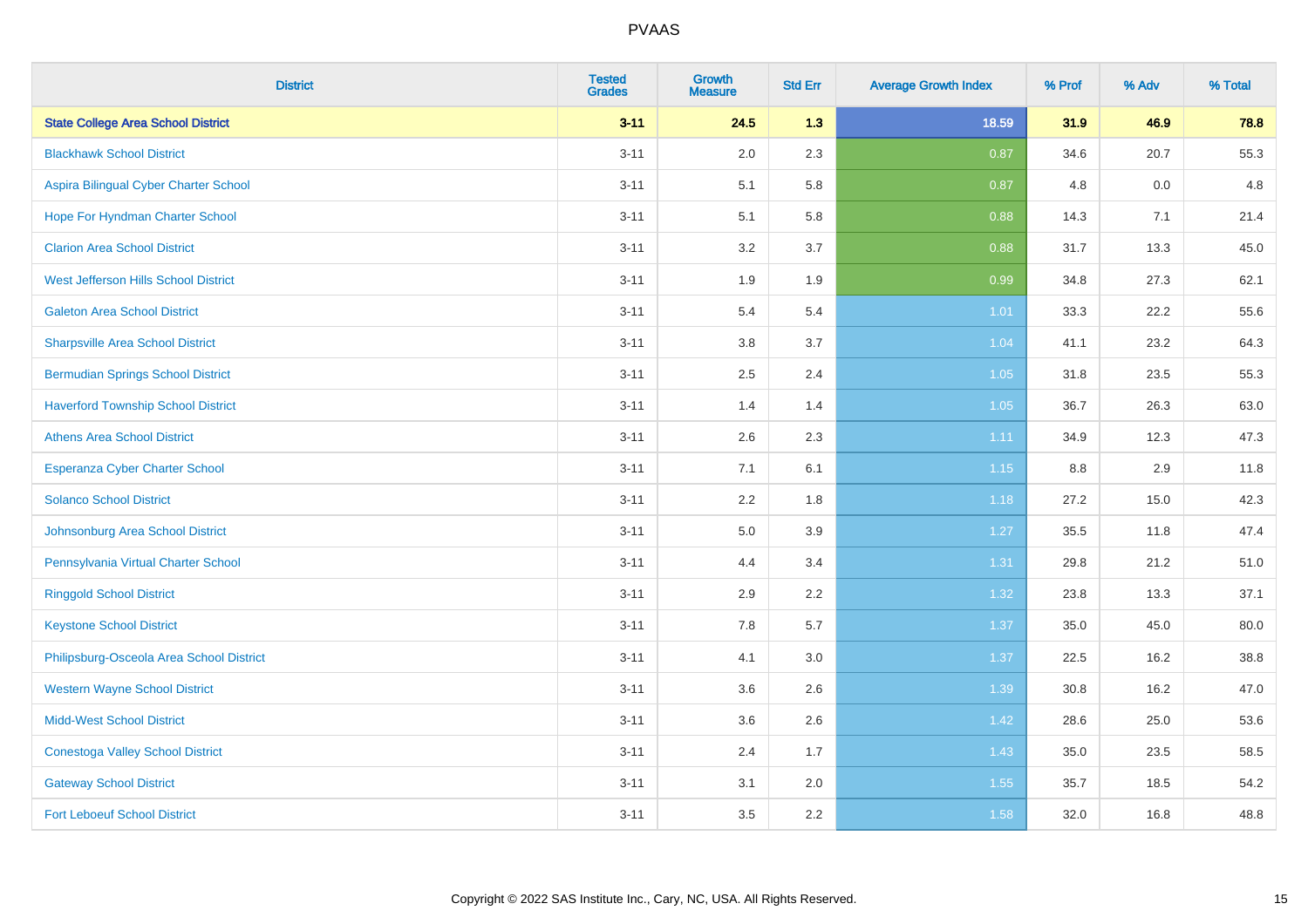| District | Tested Grades | Growth Measure | Std Err | Average Growth Index | % Prof | % Adv | % Total |
|---|---|---|---|---|---|---|---|
| **State College Area School District** | **3-11** | **24.5** | **1.3** | **18.59** | **31.9** | **46.9** | **78.8** |
| Blackhawk School District | 3-11 | 2.0 | 2.3 | 0.87 | 34.6 | 20.7 | 55.3 |
| Aspira Bilingual Cyber Charter School | 3-11 | 5.1 | 5.8 | 0.87 | 4.8 | 0.0 | 4.8 |
| Hope For Hyndman Charter School | 3-11 | 5.1 | 5.8 | 0.88 | 14.3 | 7.1 | 21.4 |
| Clarion Area School District | 3-11 | 3.2 | 3.7 | 0.88 | 31.7 | 13.3 | 45.0 |
| West Jefferson Hills School District | 3-11 | 1.9 | 1.9 | 0.99 | 34.8 | 27.3 | 62.1 |
| Galeton Area School District | 3-11 | 5.4 | 5.4 | 1.01 | 33.3 | 22.2 | 55.6 |
| Sharpsville Area School District | 3-11 | 3.8 | 3.7 | 1.04 | 41.1 | 23.2 | 64.3 |
| Bermudian Springs School District | 3-11 | 2.5 | 2.4 | 1.05 | 31.8 | 23.5 | 55.3 |
| Haverford Township School District | 3-11 | 1.4 | 1.4 | 1.05 | 36.7 | 26.3 | 63.0 |
| Athens Area School District | 3-11 | 2.6 | 2.3 | 1.11 | 34.9 | 12.3 | 47.3 |
| Esperanza Cyber Charter School | 3-11 | 7.1 | 6.1 | 1.15 | 8.8 | 2.9 | 11.8 |
| Solanco School District | 3-11 | 2.2 | 1.8 | 1.18 | 27.2 | 15.0 | 42.3 |
| Johnsonburg Area School District | 3-11 | 5.0 | 3.9 | 1.27 | 35.5 | 11.8 | 47.4 |
| Pennsylvania Virtual Charter School | 3-11 | 4.4 | 3.4 | 1.31 | 29.8 | 21.2 | 51.0 |
| Ringgold School District | 3-11 | 2.9 | 2.2 | 1.32 | 23.8 | 13.3 | 37.1 |
| Keystone School District | 3-11 | 7.8 | 5.7 | 1.37 | 35.0 | 45.0 | 80.0 |
| Philipsburg-Osceola Area School District | 3-11 | 4.1 | 3.0 | 1.37 | 22.5 | 16.2 | 38.8 |
| Western Wayne School District | 3-11 | 3.6 | 2.6 | 1.39 | 30.8 | 16.2 | 47.0 |
| Midd-West School District | 3-11 | 3.6 | 2.6 | 1.42 | 28.6 | 25.0 | 53.6 |
| Conestoga Valley School District | 3-11 | 2.4 | 1.7 | 1.43 | 35.0 | 23.5 | 58.5 |
| Gateway School District | 3-11 | 3.1 | 2.0 | 1.55 | 35.7 | 18.5 | 54.2 |
| Fort Leboeuf School District | 3-11 | 3.5 | 2.2 | 1.58 | 32.0 | 16.8 | 48.8 |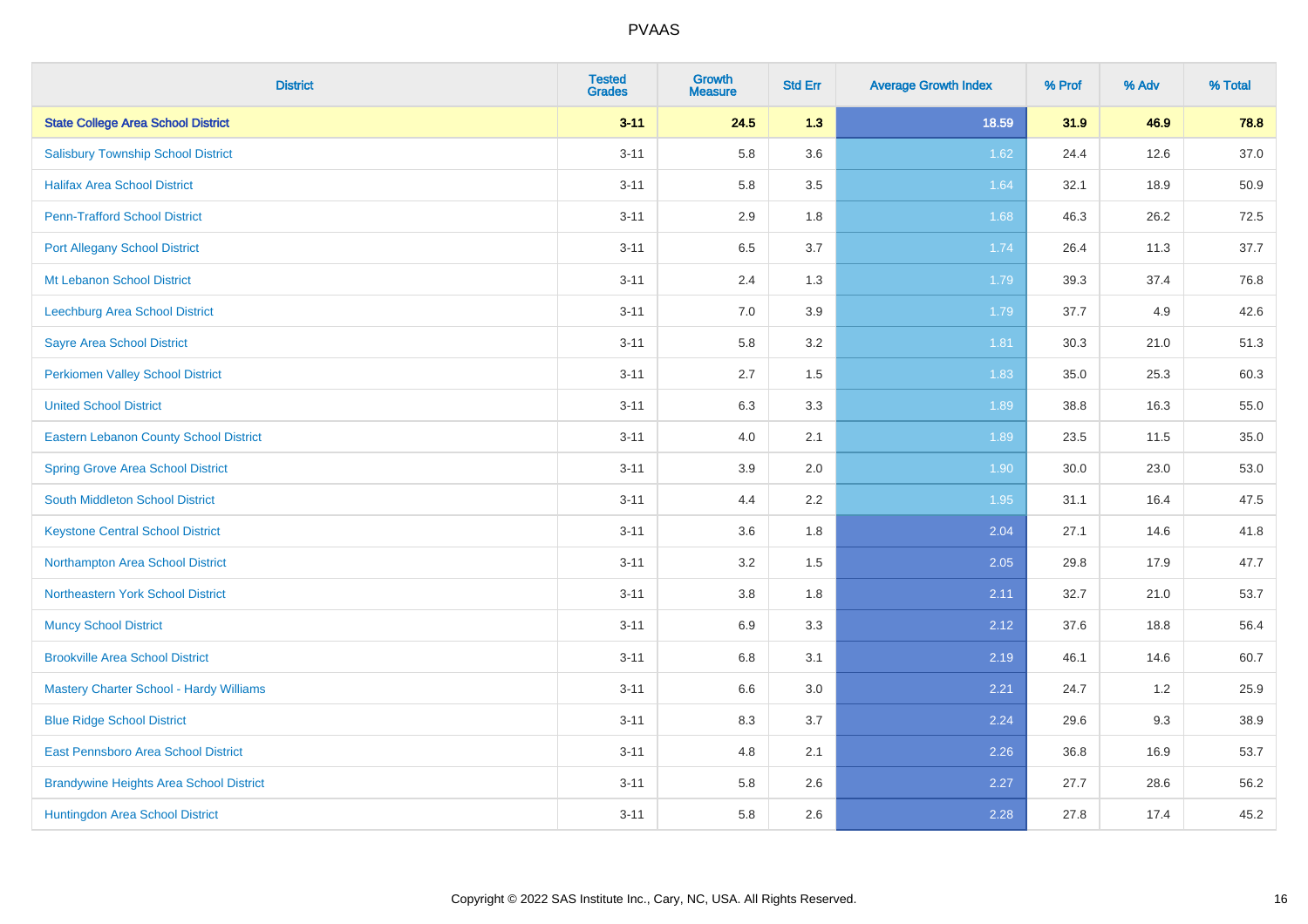# PVAAS

| District | Tested Grades | Growth Measure | Std Err | Average Growth Index | % Prof | % Adv | % Total |
|---|---|---|---|---|---|---|---|
| **State College Area School District** | **3-11** | **24.5** | **1.3** | **18.59** | **31.9** | **46.9** | **78.8** |
| Salisbury Township School District | 3-11 | 5.8 | 3.6 | 1.62 | 24.4 | 12.6 | 37.0 |
| Halifax Area School District | 3-11 | 5.8 | 3.5 | 1.64 | 32.1 | 18.9 | 50.9 |
| Penn-Trafford School District | 3-11 | 2.9 | 1.8 | 1.68 | 46.3 | 26.2 | 72.5 |
| Port Allegany School District | 3-11 | 6.5 | 3.7 | 1.74 | 26.4 | 11.3 | 37.7 |
| Mt Lebanon School District | 3-11 | 2.4 | 1.3 | 1.79 | 39.3 | 37.4 | 76.8 |
| Leechburg Area School District | 3-11 | 7.0 | 3.9 | 1.79 | 37.7 | 4.9 | 42.6 |
| Sayre Area School District | 3-11 | 5.8 | 3.2 | 1.81 | 30.3 | 21.0 | 51.3 |
| Perkiomen Valley School District | 3-11 | 2.7 | 1.5 | 1.83 | 35.0 | 25.3 | 60.3 |
| United School District | 3-11 | 6.3 | 3.3 | 1.89 | 38.8 | 16.3 | 55.0 |
| Eastern Lebanon County School District | 3-11 | 4.0 | 2.1 | 1.89 | 23.5 | 11.5 | 35.0 |
| Spring Grove Area School District | 3-11 | 3.9 | 2.0 | 1.90 | 30.0 | 23.0 | 53.0 |
| South Middleton School District | 3-11 | 4.4 | 2.2 | 1.95 | 31.1 | 16.4 | 47.5 |
| Keystone Central School District | 3-11 | 3.6 | 1.8 | 2.04 | 27.1 | 14.6 | 41.8 |
| Northampton Area School District | 3-11 | 3.2 | 1.5 | 2.05 | 29.8 | 17.9 | 47.7 |
| Northeastern York School District | 3-11 | 3.8 | 1.8 | 2.11 | 32.7 | 21.0 | 53.7 |
| Muncy School District | 3-11 | 6.9 | 3.3 | 2.12 | 37.6 | 18.8 | 56.4 |
| Brookville Area School District | 3-11 | 6.8 | 3.1 | 2.19 | 46.1 | 14.6 | 60.7 |
| Mastery Charter School - Hardy Williams | 3-11 | 6.6 | 3.0 | 2.21 | 24.7 | 1.2 | 25.9 |
| Blue Ridge School District | 3-11 | 8.3 | 3.7 | 2.24 | 29.6 | 9.3 | 38.9 |
| East Pennsboro Area School District | 3-11 | 4.8 | 2.1 | 2.26 | 36.8 | 16.9 | 53.7 |
| Brandywine Heights Area School District | 3-11 | 5.8 | 2.6 | 2.27 | 27.7 | 28.6 | 56.2 |
| Huntingdon Area School District | 3-11 | 5.8 | 2.6 | 2.28 | 27.8 | 17.4 | 45.2 |

Copyright © 2022 SAS Institute Inc., Cary, NC, USA. All Rights Reserved.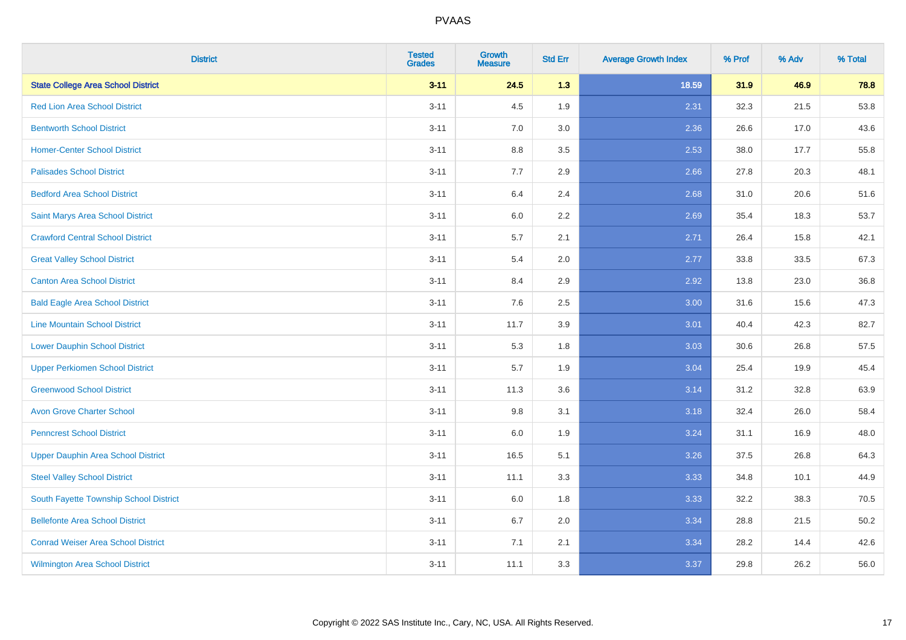# PVAAS

| District | Tested Grades | Growth Measure | Std Err | Average Growth Index | % Prof | % Adv | % Total |
|---|---|---|---|---|---|---|---|
| **State College Area School District** | **3-11** | **24.5** | **1.3** | **18.59** | **31.9** | **46.9** | **78.8** |
| Red Lion Area School District | 3-11 | 4.5 | 1.9 | 2.31 | 32.3 | 21.5 | 53.8 |
| Bentworth School District | 3-11 | 7.0 | 3.0 | 2.36 | 26.6 | 17.0 | 43.6 |
| Homer-Center School District | 3-11 | 8.8 | 3.5 | 2.53 | 38.0 | 17.7 | 55.8 |
| Palisades School District | 3-11 | 7.7 | 2.9 | 2.66 | 27.8 | 20.3 | 48.1 |
| Bedford Area School District | 3-11 | 6.4 | 2.4 | 2.68 | 31.0 | 20.6 | 51.6 |
| Saint Marys Area School District | 3-11 | 6.0 | 2.2 | 2.69 | 35.4 | 18.3 | 53.7 |
| Crawford Central School District | 3-11 | 5.7 | 2.1 | 2.71 | 26.4 | 15.8 | 42.1 |
| Great Valley School District | 3-11 | 5.4 | 2.0 | 2.77 | 33.8 | 33.5 | 67.3 |
| Canton Area School District | 3-11 | 8.4 | 2.9 | 2.92 | 13.8 | 23.0 | 36.8 |
| Bald Eagle Area School District | 3-11 | 7.6 | 2.5 | 3.00 | 31.6 | 15.6 | 47.3 |
| Line Mountain School District | 3-11 | 11.7 | 3.9 | 3.01 | 40.4 | 42.3 | 82.7 |
| Lower Dauphin School District | 3-11 | 5.3 | 1.8 | 3.03 | 30.6 | 26.8 | 57.5 |
| Upper Perkiomen School District | 3-11 | 5.7 | 1.9 | 3.04 | 25.4 | 19.9 | 45.4 |
| Greenwood School District | 3-11 | 11.3 | 3.6 | 3.14 | 31.2 | 32.8 | 63.9 |
| Avon Grove Charter School | 3-11 | 9.8 | 3.1 | 3.18 | 32.4 | 26.0 | 58.4 |
| Penncrest School District | 3-11 | 6.0 | 1.9 | 3.24 | 31.1 | 16.9 | 48.0 |
| Upper Dauphin Area School District | 3-11 | 16.5 | 5.1 | 3.26 | 37.5 | 26.8 | 64.3 |
| Steel Valley School District | 3-11 | 11.1 | 3.3 | 3.33 | 34.8 | 10.1 | 44.9 |
| South Fayette Township School District | 3-11 | 6.0 | 1.8 | 3.33 | 32.2 | 38.3 | 70.5 |
| Bellefonte Area School District | 3-11 | 6.7 | 2.0 | 3.34 | 28.8 | 21.5 | 50.2 |
| Conrad Weiser Area School District | 3-11 | 7.1 | 2.1 | 3.34 | 28.2 | 14.4 | 42.6 |
| Wilmington Area School District | 3-11 | 11.1 | 3.3 | 3.37 | 29.8 | 26.2 | 56.0 |

Copyright © 2022 SAS Institute Inc., Cary, NC, USA. All Rights Reserved.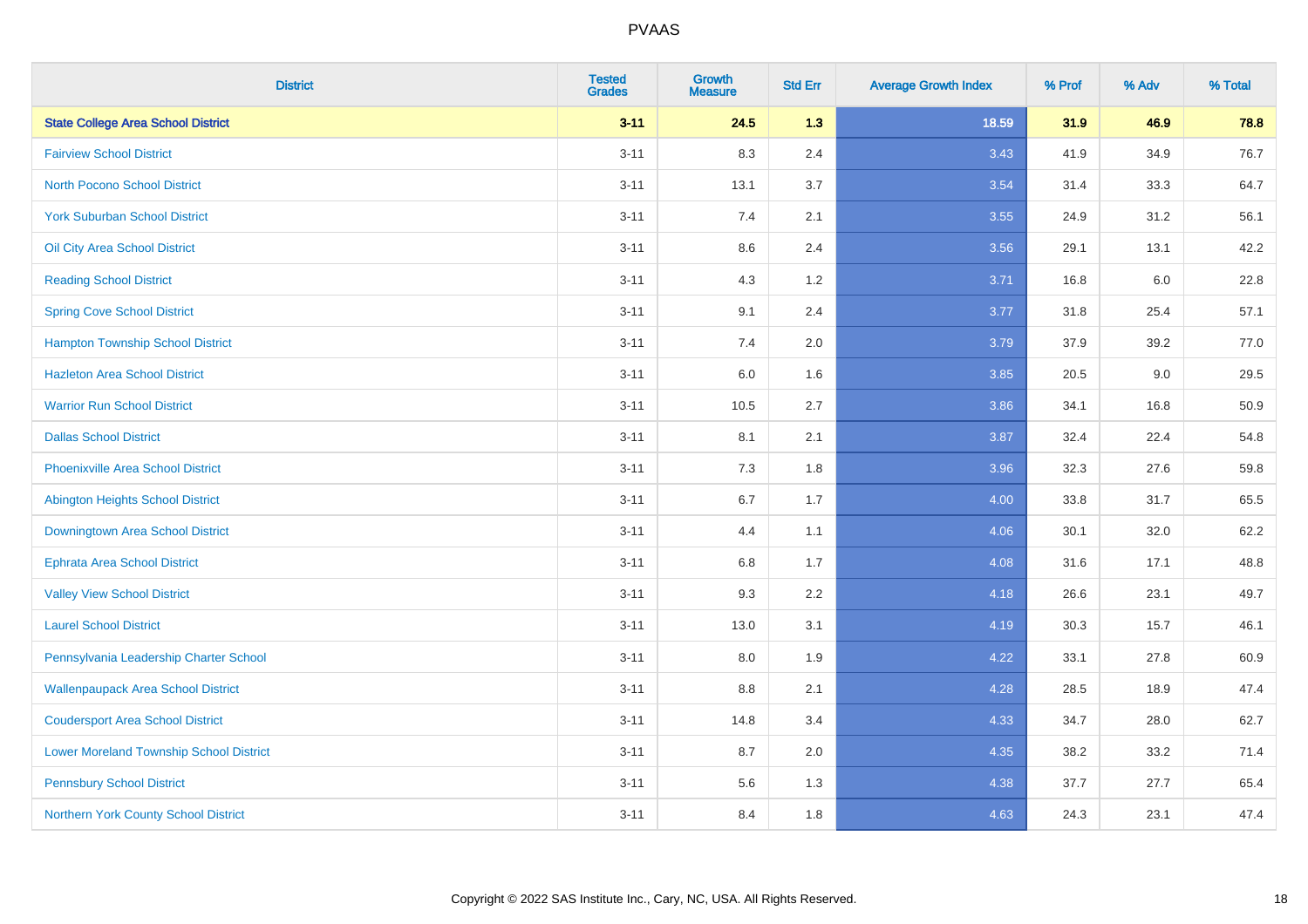# PVAAS

| District | Tested Grades | Growth Measure | Std Err | Average Growth Index | % Prof | % Adv | % Total |
|---|---|---|---|---|---|---|---|
| **State College Area School District** | **3-11** | **24.5** | **1.3** | **18.59** | **31.9** | **46.9** | **78.8** |
| Fairview School District | 3-11 | 8.3 | 2.4 | 3.43 | 41.9 | 34.9 | 76.7 |
| North Pocono School District | 3-11 | 13.1 | 3.7 | 3.54 | 31.4 | 33.3 | 64.7 |
| York Suburban School District | 3-11 | 7.4 | 2.1 | 3.55 | 24.9 | 31.2 | 56.1 |
| Oil City Area School District | 3-11 | 8.6 | 2.4 | 3.56 | 29.1 | 13.1 | 42.2 |
| Reading School District | 3-11 | 4.3 | 1.2 | 3.71 | 16.8 | 6.0 | 22.8 |
| Spring Cove School District | 3-11 | 9.1 | 2.4 | 3.77 | 31.8 | 25.4 | 57.1 |
| Hampton Township School District | 3-11 | 7.4 | 2.0 | 3.79 | 37.9 | 39.2 | 77.0 |
| Hazleton Area School District | 3-11 | 6.0 | 1.6 | 3.85 | 20.5 | 9.0 | 29.5 |
| Warrior Run School District | 3-11 | 10.5 | 2.7 | 3.86 | 34.1 | 16.8 | 50.9 |
| Dallas School District | 3-11 | 8.1 | 2.1 | 3.87 | 32.4 | 22.4 | 54.8 |
| Phoenixville Area School District | 3-11 | 7.3 | 1.8 | 3.96 | 32.3 | 27.6 | 59.8 |
| Abington Heights School District | 3-11 | 6.7 | 1.7 | 4.00 | 33.8 | 31.7 | 65.5 |
| Downingtown Area School District | 3-11 | 4.4 | 1.1 | 4.06 | 30.1 | 32.0 | 62.2 |
| Ephrata Area School District | 3-11 | 6.8 | 1.7 | 4.08 | 31.6 | 17.1 | 48.8 |
| Valley View School District | 3-11 | 9.3 | 2.2 | 4.18 | 26.6 | 23.1 | 49.7 |
| Laurel School District | 3-11 | 13.0 | 3.1 | 4.19 | 30.3 | 15.7 | 46.1 |
| Pennsylvania Leadership Charter School | 3-11 | 8.0 | 1.9 | 4.22 | 33.1 | 27.8 | 60.9 |
| Wallenpaupack Area School District | 3-11 | 8.8 | 2.1 | 4.28 | 28.5 | 18.9 | 47.4 |
| Coudersport Area School District | 3-11 | 14.8 | 3.4 | 4.33 | 34.7 | 28.0 | 62.7 |
| Lower Moreland Township School District | 3-11 | 8.7 | 2.0 | 4.35 | 38.2 | 33.2 | 71.4 |
| Pennsbury School District | 3-11 | 5.6 | 1.3 | 4.38 | 37.7 | 27.7 | 65.4 |
| Northern York County School District | 3-11 | 8.4 | 1.8 | 4.63 | 24.3 | 23.1 | 47.4 |

Copyright © 2022 SAS Institute Inc., Cary, NC, USA. All Rights Reserved.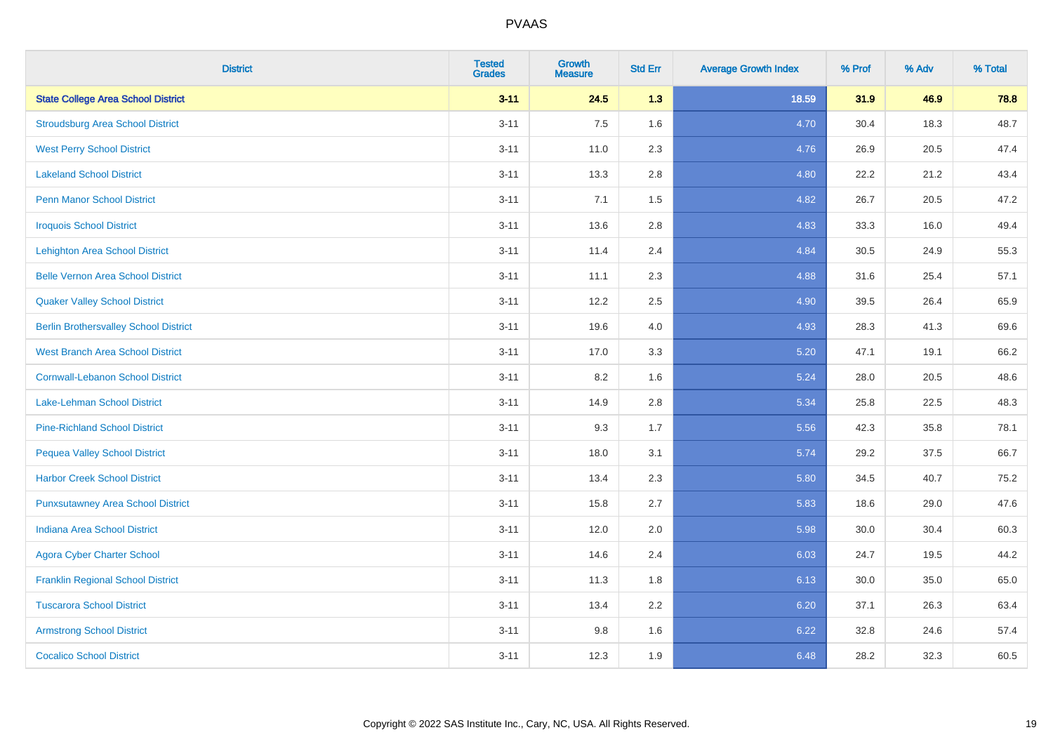| District | Tested Grades | Growth Measure | Std Err | Average Growth Index | % Prof | % Adv | % Total |
|---|---|---|---|---|---|---|---|
| **State College Area School District** | **3-11** | **24.5** | **1.3** | **18.59** | **31.9** | **46.9** | **78.8** |
| Stroudsburg Area School District | 3-11 | 7.5 | 1.6 | 4.70 | 30.4 | 18.3 | 48.7 |
| West Perry School District | 3-11 | 11.0 | 2.3 | 4.76 | 26.9 | 20.5 | 47.4 |
| Lakeland School District | 3-11 | 13.3 | 2.8 | 4.80 | 22.2 | 21.2 | 43.4 |
| Penn Manor School District | 3-11 | 7.1 | 1.5 | 4.82 | 26.7 | 20.5 | 47.2 |
| Iroquois School District | 3-11 | 13.6 | 2.8 | 4.83 | 33.3 | 16.0 | 49.4 |
| Lehighton Area School District | 3-11 | 11.4 | 2.4 | 4.84 | 30.5 | 24.9 | 55.3 |
| Belle Vernon Area School District | 3-11 | 11.1 | 2.3 | 4.88 | 31.6 | 25.4 | 57.1 |
| Quaker Valley School District | 3-11 | 12.2 | 2.5 | 4.90 | 39.5 | 26.4 | 65.9 |
| Berlin Brothersvalley School District | 3-11 | 19.6 | 4.0 | 4.93 | 28.3 | 41.3 | 69.6 |
| West Branch Area School District | 3-11 | 17.0 | 3.3 | 5.20 | 47.1 | 19.1 | 66.2 |
| Cornwall-Lebanon School District | 3-11 | 8.2 | 1.6 | 5.24 | 28.0 | 20.5 | 48.6 |
| Lake-Lehman School District | 3-11 | 14.9 | 2.8 | 5.34 | 25.8 | 22.5 | 48.3 |
| Pine-Richland School District | 3-11 | 9.3 | 1.7 | 5.56 | 42.3 | 35.8 | 78.1 |
| Pequea Valley School District | 3-11 | 18.0 | 3.1 | 5.74 | 29.2 | 37.5 | 66.7 |
| Harbor Creek School District | 3-11 | 13.4 | 2.3 | 5.80 | 34.5 | 40.7 | 75.2 |
| Punxsutawney Area School District | 3-11 | 15.8 | 2.7 | 5.83 | 18.6 | 29.0 | 47.6 |
| Indiana Area School District | 3-11 | 12.0 | 2.0 | 5.98 | 30.0 | 30.4 | 60.3 |
| Agora Cyber Charter School | 3-11 | 14.6 | 2.4 | 6.03 | 24.7 | 19.5 | 44.2 |
| Franklin Regional School District | 3-11 | 11.3 | 1.8 | 6.13 | 30.0 | 35.0 | 65.0 |
| Tuscarora School District | 3-11 | 13.4 | 2.2 | 6.20 | 37.1 | 26.3 | 63.4 |
| Armstrong School District | 3-11 | 9.8 | 1.6 | 6.22 | 32.8 | 24.6 | 57.4 |
| Cocalico School District | 3-11 | 12.3 | 1.9 | 6.48 | 28.2 | 32.3 | 60.5 |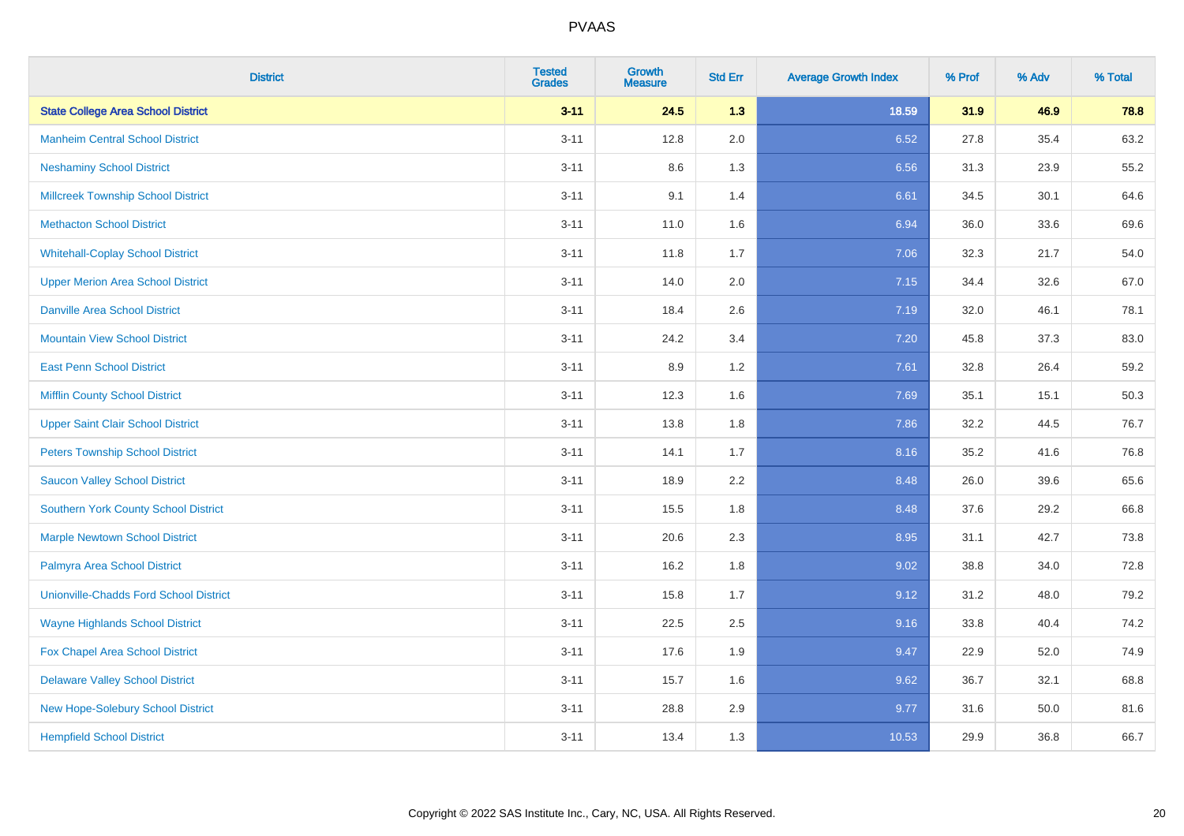# PVAAS

| District | Tested Grades | Growth Measure | Std Err | Average Growth Index | % Prof | % Adv | % Total |
|---|---|---|---|---|---|---|---|
| **State College Area School District** | **3-11** | **24.5** | **1.3** | **18.59** | **31.9** | **46.9** | **78.8** |
| Manheim Central School District | 3-11 | 12.8 | 2.0 | 6.52 | 27.8 | 35.4 | 63.2 |
| Neshaminy School District | 3-11 | 8.6 | 1.3 | 6.56 | 31.3 | 23.9 | 55.2 |
| Millcreek Township School District | 3-11 | 9.1 | 1.4 | 6.61 | 34.5 | 30.1 | 64.6 |
| Methacton School District | 3-11 | 11.0 | 1.6 | 6.94 | 36.0 | 33.6 | 69.6 |
| Whitehall-Coplay School District | 3-11 | 11.8 | 1.7 | 7.06 | 32.3 | 21.7 | 54.0 |
| Upper Merion Area School District | 3-11 | 14.0 | 2.0 | 7.15 | 34.4 | 32.6 | 67.0 |
| Danville Area School District | 3-11 | 18.4 | 2.6 | 7.19 | 32.0 | 46.1 | 78.1 |
| Mountain View School District | 3-11 | 24.2 | 3.4 | 7.20 | 45.8 | 37.3 | 83.0 |
| East Penn School District | 3-11 | 8.9 | 1.2 | 7.61 | 32.8 | 26.4 | 59.2 |
| Mifflin County School District | 3-11 | 12.3 | 1.6 | 7.69 | 35.1 | 15.1 | 50.3 |
| Upper Saint Clair School District | 3-11 | 13.8 | 1.8 | 7.86 | 32.2 | 44.5 | 76.7 |
| Peters Township School District | 3-11 | 14.1 | 1.7 | 8.16 | 35.2 | 41.6 | 76.8 |
| Saucon Valley School District | 3-11 | 18.9 | 2.2 | 8.48 | 26.0 | 39.6 | 65.6 |
| Southern York County School District | 3-11 | 15.5 | 1.8 | 8.48 | 37.6 | 29.2 | 66.8 |
| Marple Newtown School District | 3-11 | 20.6 | 2.3 | 8.95 | 31.1 | 42.7 | 73.8 |
| Palmyra Area School District | 3-11 | 16.2 | 1.8 | 9.02 | 38.8 | 34.0 | 72.8 |
| Unionville-Chadds Ford School District | 3-11 | 15.8 | 1.7 | 9.12 | 31.2 | 48.0 | 79.2 |
| Wayne Highlands School District | 3-11 | 22.5 | 2.5 | 9.16 | 33.8 | 40.4 | 74.2 |
| Fox Chapel Area School District | 3-11 | 17.6 | 1.9 | 9.47 | 22.9 | 52.0 | 74.9 |
| Delaware Valley School District | 3-11 | 15.7 | 1.6 | 9.62 | 36.7 | 32.1 | 68.8 |
| New Hope-Solebury School District | 3-11 | 28.8 | 2.9 | 9.77 | 31.6 | 50.0 | 81.6 |
| Hempfield School District | 3-11 | 13.4 | 1.3 | 10.53 | 29.9 | 36.8 | 66.7 |

Copyright © 2022 SAS Institute Inc., Cary, NC, USA. All Rights Reserved.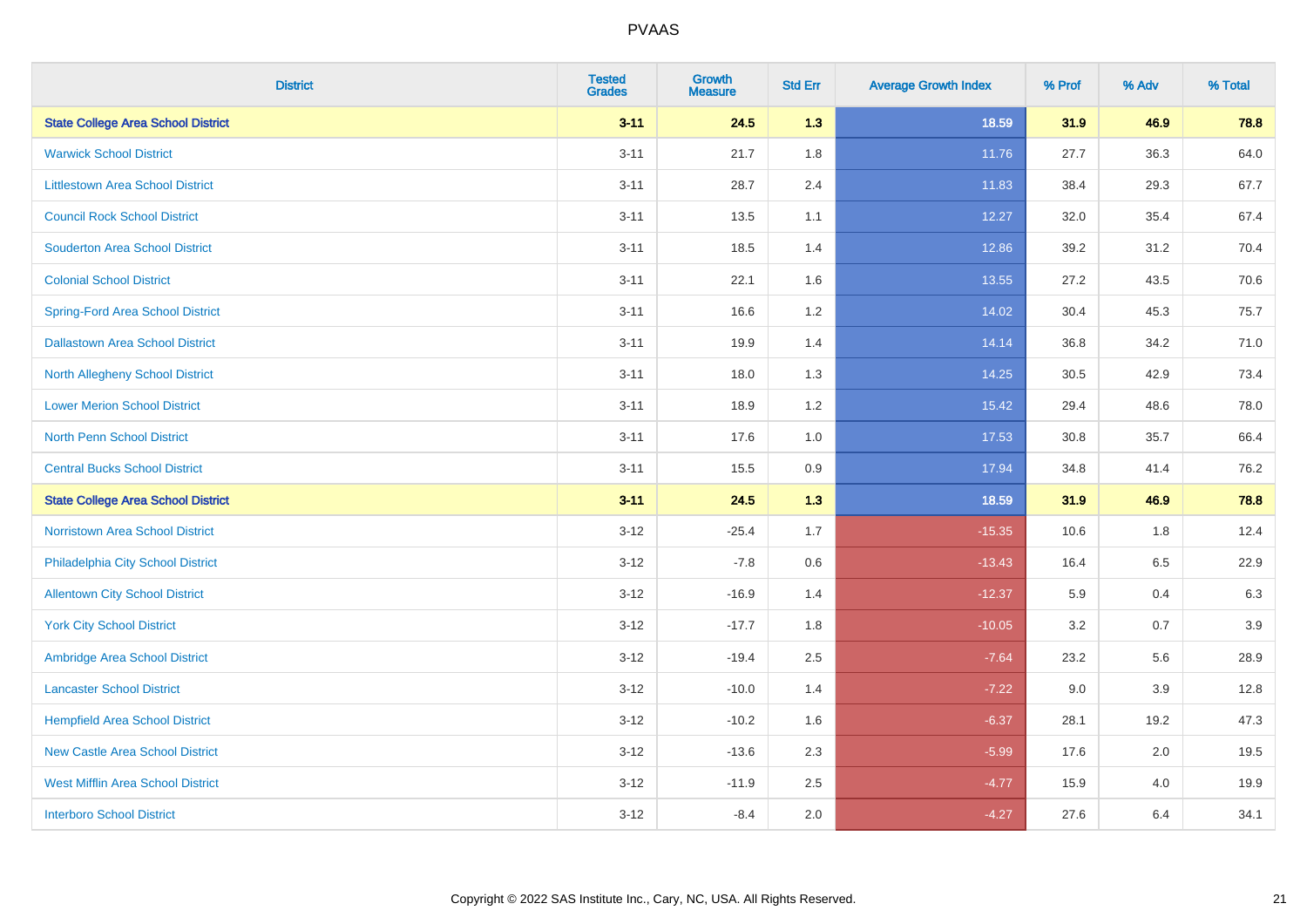| District | Tested Grades | Growth Measure | Std Err | Average Growth Index | % Prof | % Adv | % Total |
|---|---|---|---|---|---|---|---|
| **State College Area School District** | **3-11** | **24.5** | **1.3** | **18.59** | **31.9** | **46.9** | **78.8** |
| Warwick School District | 3-11 | 21.7 | 1.8 | 11.76 | 27.7 | 36.3 | 64.0 |
| Littlestown Area School District | 3-11 | 28.7 | 2.4 | 11.83 | 38.4 | 29.3 | 67.7 |
| Council Rock School District | 3-11 | 13.5 | 1.1 | 12.27 | 32.0 | 35.4 | 67.4 |
| Souderton Area School District | 3-11 | 18.5 | 1.4 | 12.86 | 39.2 | 31.2 | 70.4 |
| Colonial School District | 3-11 | 22.1 | 1.6 | 13.55 | 27.2 | 43.5 | 70.6 |
| Spring-Ford Area School District | 3-11 | 16.6 | 1.2 | 14.02 | 30.4 | 45.3 | 75.7 |
| Dallastown Area School District | 3-11 | 19.9 | 1.4 | 14.14 | 36.8 | 34.2 | 71.0 |
| North Allegheny School District | 3-11 | 18.0 | 1.3 | 14.25 | 30.5 | 42.9 | 73.4 |
| Lower Merion School District | 3-11 | 18.9 | 1.2 | 15.42 | 29.4 | 48.6 | 78.0 |
| North Penn School District | 3-11 | 17.6 | 1.0 | 17.53 | 30.8 | 35.7 | 66.4 |
| Central Bucks School District | 3-11 | 15.5 | 0.9 | 17.94 | 34.8 | 41.4 | 76.2 |
| **State College Area School District** | **3-11** | **24.5** | **1.3** | **18.59** | **31.9** | **46.9** | **78.8** |
| Norristown Area School District | 3-12 | -25.4 | 1.7 | -15.35 | 10.6 | 1.8 | 12.4 |
| Philadelphia City School District | 3-12 | -7.8 | 0.6 | -13.43 | 16.4 | 6.5 | 22.9 |
| Allentown City School District | 3-12 | -16.9 | 1.4 | -12.37 | 5.9 | 0.4 | 6.3 |
| York City School District | 3-12 | -17.7 | 1.8 | -10.05 | 3.2 | 0.7 | 3.9 |
| Ambridge Area School District | 3-12 | -19.4 | 2.5 | -7.64 | 23.2 | 5.6 | 28.9 |
| Lancaster School District | 3-12 | -10.0 | 1.4 | -7.22 | 9.0 | 3.9 | 12.8 |
| Hempfield Area School District | 3-12 | -10.2 | 1.6 | -6.37 | 28.1 | 19.2 | 47.3 |
| New Castle Area School District | 3-12 | -13.6 | 2.3 | -5.99 | 17.6 | 2.0 | 19.5 |
| West Mifflin Area School District | 3-12 | -11.9 | 2.5 | -4.77 | 15.9 | 4.0 | 19.9 |
| Interboro School District | 3-12 | -8.4 | 2.0 | -4.27 | 27.6 | 6.4 | 34.1 |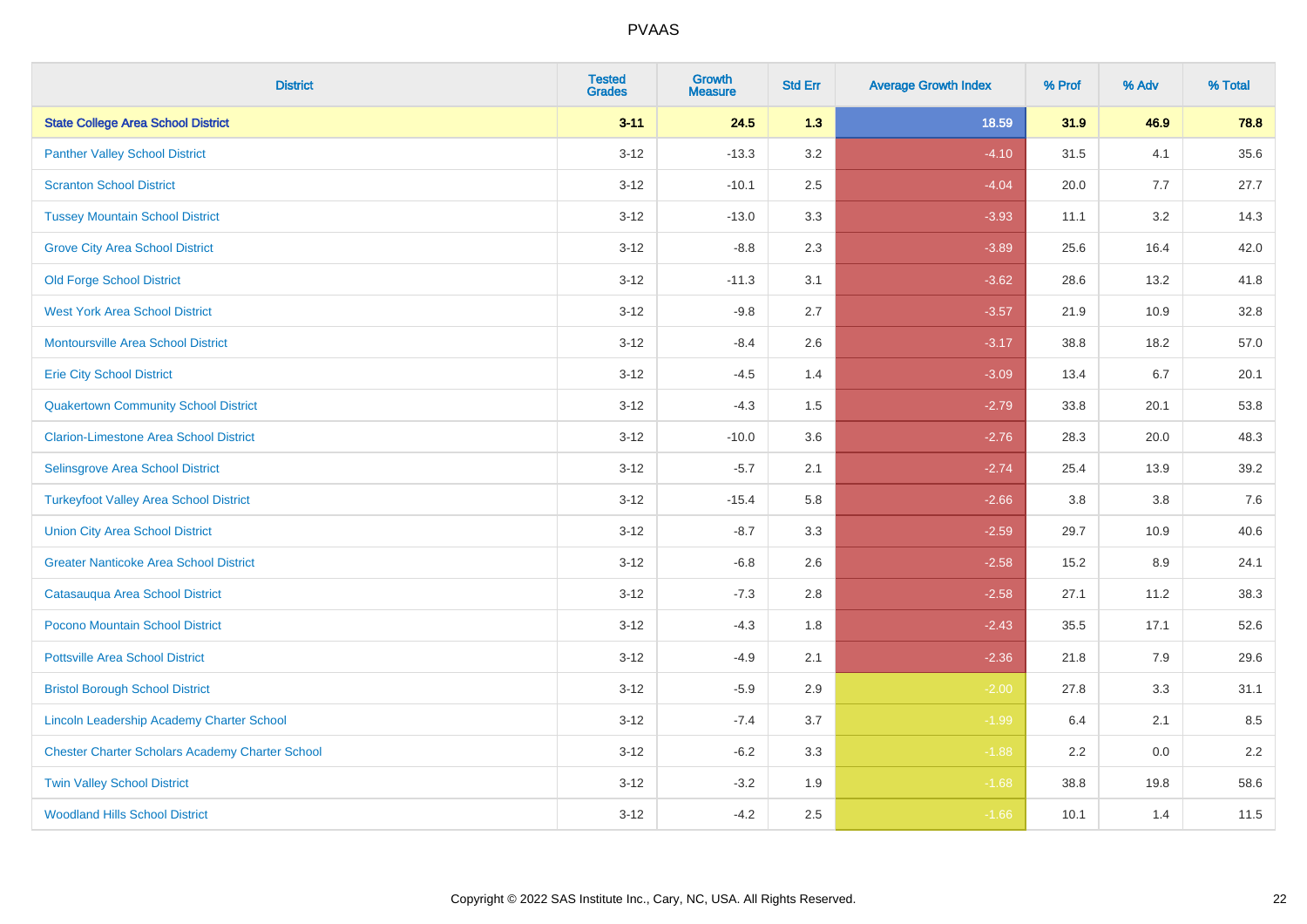| District | Tested Grades | Growth Measure | Std Err | Average Growth Index | % Prof | % Adv | % Total |
|---|---|---|---|---|---|---|---|
| **State College Area School District** | **3-11** | **24.5** | **1.3** | **18.59** | **31.9** | **46.9** | **78.8** |
| Panther Valley School District | 3-12 | -13.3 | 3.2 | -4.10 | 31.5 | 4.1 | 35.6 |
| Scranton School District | 3-12 | -10.1 | 2.5 | -4.04 | 20.0 | 7.7 | 27.7 |
| Tussey Mountain School District | 3-12 | -13.0 | 3.3 | -3.93 | 11.1 | 3.2 | 14.3 |
| Grove City Area School District | 3-12 | -8.8 | 2.3 | -3.89 | 25.6 | 16.4 | 42.0 |
| Old Forge School District | 3-12 | -11.3 | 3.1 | -3.62 | 28.6 | 13.2 | 41.8 |
| West York Area School District | 3-12 | -9.8 | 2.7 | -3.57 | 21.9 | 10.9 | 32.8 |
| Montoursville Area School District | 3-12 | -8.4 | 2.6 | -3.17 | 38.8 | 18.2 | 57.0 |
| Erie City School District | 3-12 | -4.5 | 1.4 | -3.09 | 13.4 | 6.7 | 20.1 |
| Quakertown Community School District | 3-12 | -4.3 | 1.5 | -2.79 | 33.8 | 20.1 | 53.8 |
| Clarion-Limestone Area School District | 3-12 | -10.0 | 3.6 | -2.76 | 28.3 | 20.0 | 48.3 |
| Selinsgrove Area School District | 3-12 | -5.7 | 2.1 | -2.74 | 25.4 | 13.9 | 39.2 |
| Turkeyfoot Valley Area School District | 3-12 | -15.4 | 5.8 | -2.66 | 3.8 | 3.8 | 7.6 |
| Union City Area School District | 3-12 | -8.7 | 3.3 | -2.59 | 29.7 | 10.9 | 40.6 |
| Greater Nanticoke Area School District | 3-12 | -6.8 | 2.6 | -2.58 | 15.2 | 8.9 | 24.1 |
| Catasauqua Area School District | 3-12 | -7.3 | 2.8 | -2.58 | 27.1 | 11.2 | 38.3 |
| Pocono Mountain School District | 3-12 | -4.3 | 1.8 | -2.43 | 35.5 | 17.1 | 52.6 |
| Pottsville Area School District | 3-12 | -4.9 | 2.1 | -2.36 | 21.8 | 7.9 | 29.6 |
| Bristol Borough School District | 3-12 | -5.9 | 2.9 | -2.00 | 27.8 | 3.3 | 31.1 |
| Lincoln Leadership Academy Charter School | 3-12 | -7.4 | 3.7 | -1.99 | 6.4 | 2.1 | 8.5 |
| Chester Charter Scholars Academy Charter School | 3-12 | -6.2 | 3.3 | -1.88 | 2.2 | 0.0 | 2.2 |
| Twin Valley School District | 3-12 | -3.2 | 1.9 | -1.68 | 38.8 | 19.8 | 58.6 |
| Woodland Hills School District | 3-12 | -4.2 | 2.5 | -1.66 | 10.1 | 1.4 | 11.5 |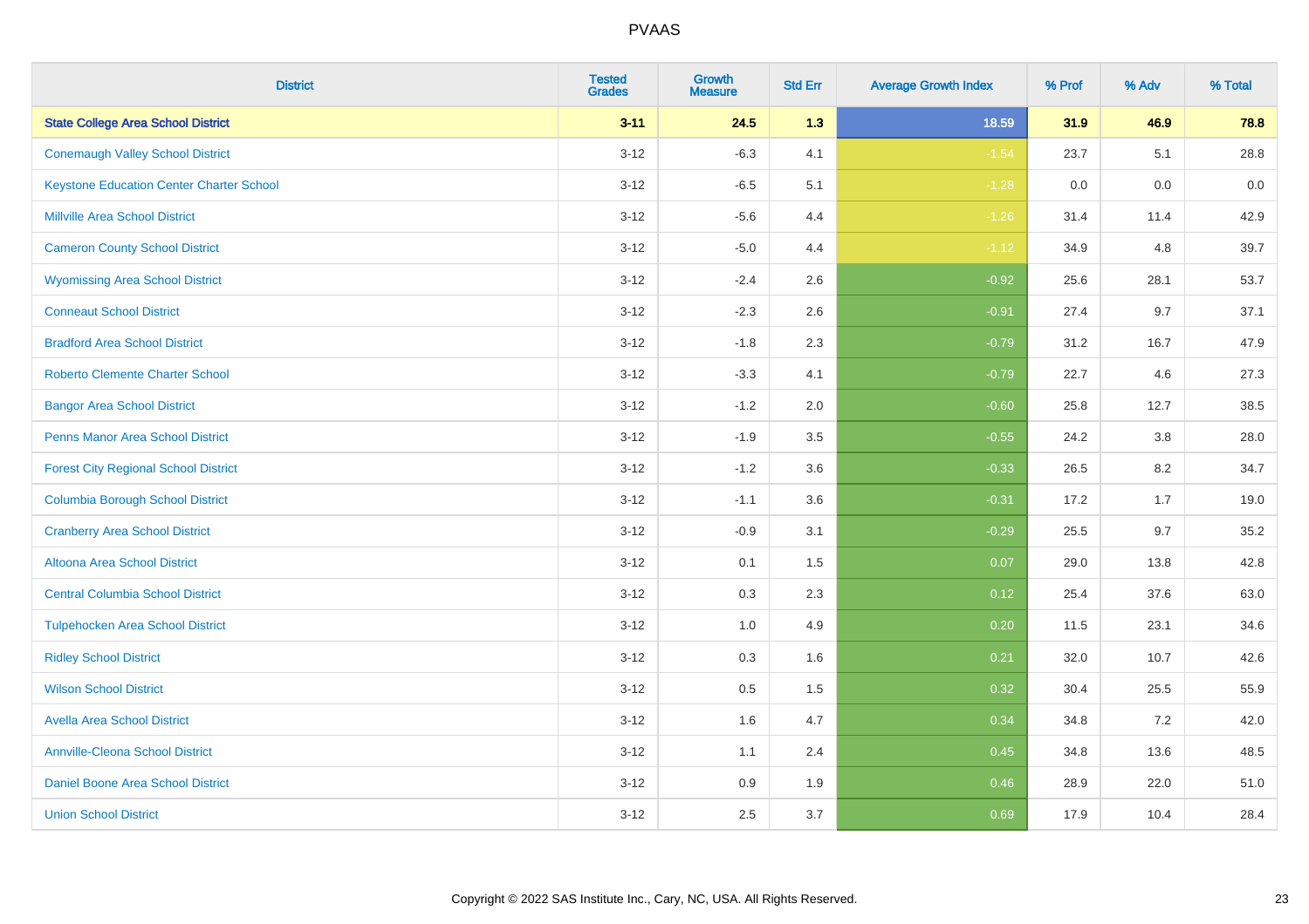# PVAAS

| District | Tested Grades | Growth Measure | Std Err | Average Growth Index | % Prof | % Adv | % Total |
|---|---|---|---|---|---|---|---|
| **State College Area School District** | **3-11** | **24.5** | **1.3** | **18.59** | **31.9** | **46.9** | **78.8** |
| Conemaugh Valley School District | 3-12 | -6.3 | 4.1 | -1.54 | 23.7 | 5.1 | 28.8 |
| Keystone Education Center Charter School | 3-12 | -6.5 | 5.1 | -1.28 | 0.0 | 0.0 | 0.0 |
| Millville Area School District | 3-12 | -5.6 | 4.4 | -1.26 | 31.4 | 11.4 | 42.9 |
| Cameron County School District | 3-12 | -5.0 | 4.4 | -1.12 | 34.9 | 4.8 | 39.7 |
| Wyomissing Area School District | 3-12 | -2.4 | 2.6 | -0.92 | 25.6 | 28.1 | 53.7 |
| Conneaut School District | 3-12 | -2.3 | 2.6 | -0.91 | 27.4 | 9.7 | 37.1 |
| Bradford Area School District | 3-12 | -1.8 | 2.3 | -0.79 | 31.2 | 16.7 | 47.9 |
| Roberto Clemente Charter School | 3-12 | -3.3 | 4.1 | -0.79 | 22.7 | 4.6 | 27.3 |
| Bangor Area School District | 3-12 | -1.2 | 2.0 | -0.60 | 25.8 | 12.7 | 38.5 |
| Penns Manor Area School District | 3-12 | -1.9 | 3.5 | -0.55 | 24.2 | 3.8 | 28.0 |
| Forest City Regional School District | 3-12 | -1.2 | 3.6 | -0.33 | 26.5 | 8.2 | 34.7 |
| Columbia Borough School District | 3-12 | -1.1 | 3.6 | -0.31 | 17.2 | 1.7 | 19.0 |
| Cranberry Area School District | 3-12 | -0.9 | 3.1 | -0.29 | 25.5 | 9.7 | 35.2 |
| Altoona Area School District | 3-12 | 0.1 | 1.5 | 0.07 | 29.0 | 13.8 | 42.8 |
| Central Columbia School District | 3-12 | 0.3 | 2.3 | 0.12 | 25.4 | 37.6 | 63.0 |
| Tulpehocken Area School District | 3-12 | 1.0 | 4.9 | 0.20 | 11.5 | 23.1 | 34.6 |
| Ridley School District | 3-12 | 0.3 | 1.6 | 0.21 | 32.0 | 10.7 | 42.6 |
| Wilson School District | 3-12 | 0.5 | 1.5 | 0.32 | 30.4 | 25.5 | 55.9 |
| Avella Area School District | 3-12 | 1.6 | 4.7 | 0.34 | 34.8 | 7.2 | 42.0 |
| Annville-Cleona School District | 3-12 | 1.1 | 2.4 | 0.45 | 34.8 | 13.6 | 48.5 |
| Daniel Boone Area School District | 3-12 | 0.9 | 1.9 | 0.46 | 28.9 | 22.0 | 51.0 |
| Union School District | 3-12 | 2.5 | 3.7 | 0.69 | 17.9 | 10.4 | 28.4 |

Copyright © 2022 SAS Institute Inc., Cary, NC, USA. All Rights Reserved.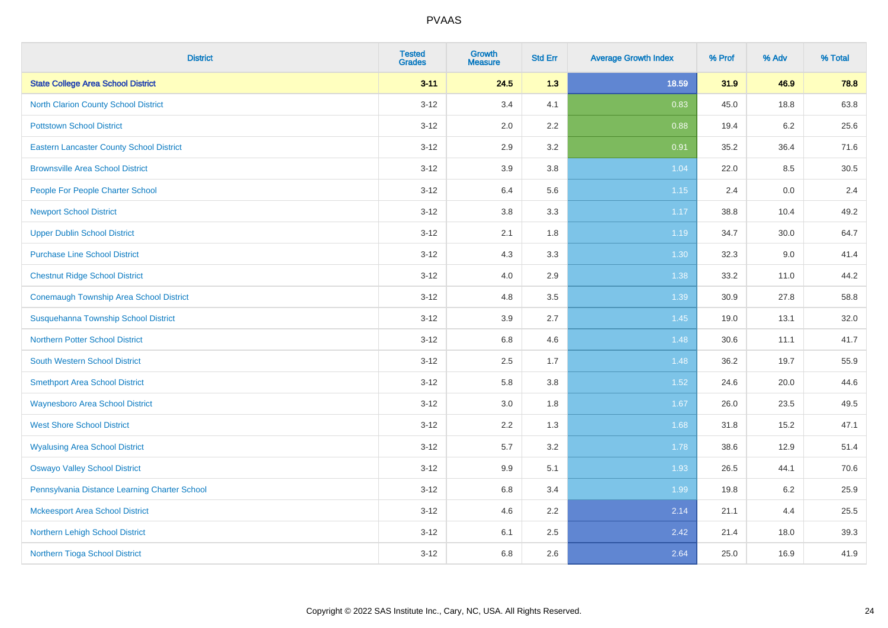| District | Tested Grades | Growth Measure | Std Err | Average Growth Index | % Prof | % Adv | % Total |
|---|---|---|---|---|---|---|---|
| **State College Area School District** | **3-11** | **24.5** | **1.3** | **18.59** | **31.9** | **46.9** | **78.8** |
| North Clarion County School District | 3-12 | 3.4 | 4.1 | 0.83 | 45.0 | 18.8 | 63.8 |
| Pottstown School District | 3-12 | 2.0 | 2.2 | 0.88 | 19.4 | 6.2 | 25.6 |
| Eastern Lancaster County School District | 3-12 | 2.9 | 3.2 | 0.91 | 35.2 | 36.4 | 71.6 |
| Brownsville Area School District | 3-12 | 3.9 | 3.8 | 1.04 | 22.0 | 8.5 | 30.5 |
| People For People Charter School | 3-12 | 6.4 | 5.6 | 1.15 | 2.4 | 0.0 | 2.4 |
| Newport School District | 3-12 | 3.8 | 3.3 | 1.17 | 38.8 | 10.4 | 49.2 |
| Upper Dublin School District | 3-12 | 2.1 | 1.8 | 1.19 | 34.7 | 30.0 | 64.7 |
| Purchase Line School District | 3-12 | 4.3 | 3.3 | 1.30 | 32.3 | 9.0 | 41.4 |
| Chestnut Ridge School District | 3-12 | 4.0 | 2.9 | 1.38 | 33.2 | 11.0 | 44.2 |
| Conemaugh Township Area School District | 3-12 | 4.8 | 3.5 | 1.39 | 30.9 | 27.8 | 58.8 |
| Susquehanna Township School District | 3-12 | 3.9 | 2.7 | 1.45 | 19.0 | 13.1 | 32.0 |
| Northern Potter School District | 3-12 | 6.8 | 4.6 | 1.48 | 30.6 | 11.1 | 41.7 |
| South Western School District | 3-12 | 2.5 | 1.7 | 1.48 | 36.2 | 19.7 | 55.9 |
| Smethport Area School District | 3-12 | 5.8 | 3.8 | 1.52 | 24.6 | 20.0 | 44.6 |
| Waynesboro Area School District | 3-12 | 3.0 | 1.8 | 1.67 | 26.0 | 23.5 | 49.5 |
| West Shore School District | 3-12 | 2.2 | 1.3 | 1.68 | 31.8 | 15.2 | 47.1 |
| Wyalusing Area School District | 3-12 | 5.7 | 3.2 | 1.78 | 38.6 | 12.9 | 51.4 |
| Oswayo Valley School District | 3-12 | 9.9 | 5.1 | 1.93 | 26.5 | 44.1 | 70.6 |
| Pennsylvania Distance Learning Charter School | 3-12 | 6.8 | 3.4 | 1.99 | 19.8 | 6.2 | 25.9 |
| Mckeesport Area School District | 3-12 | 4.6 | 2.2 | 2.14 | 21.1 | 4.4 | 25.5 |
| Northern Lehigh School District | 3-12 | 6.1 | 2.5 | 2.42 | 21.4 | 18.0 | 39.3 |
| Northern Tioga School District | 3-12 | 6.8 | 2.6 | 2.64 | 25.0 | 16.9 | 41.9 |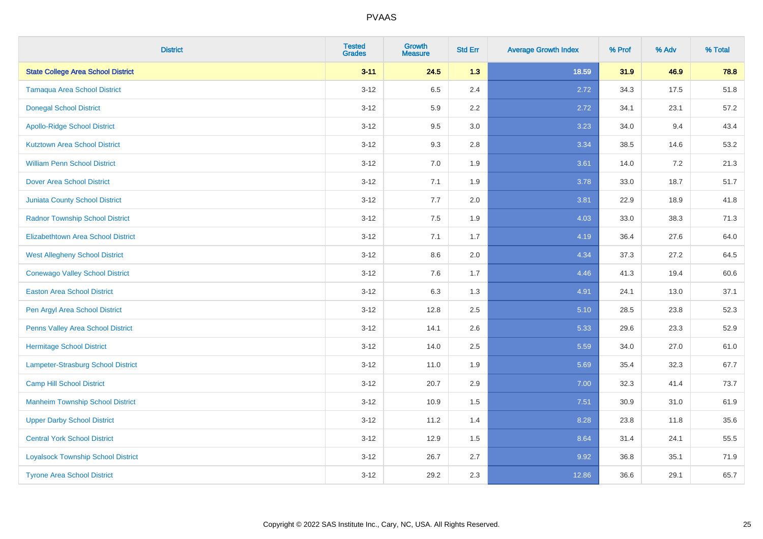| District | Tested Grades | Growth Measure | Std Err | Average Growth Index | % Prof | % Adv | % Total |
|---|---|---|---|---|---|---|---|
| **State College Area School District** | **3-11** | **24.5** | **1.3** | **18.59** | **31.9** | **46.9** | **78.8** |
| Tamaqua Area School District | 3-12 | 6.5 | 2.4 | 2.72 | 34.3 | 17.5 | 51.8 |
| Donegal School District | 3-12 | 5.9 | 2.2 | 2.72 | 34.1 | 23.1 | 57.2 |
| Apollo-Ridge School District | 3-12 | 9.5 | 3.0 | 3.23 | 34.0 | 9.4 | 43.4 |
| Kutztown Area School District | 3-12 | 9.3 | 2.8 | 3.34 | 38.5 | 14.6 | 53.2 |
| William Penn School District | 3-12 | 7.0 | 1.9 | 3.61 | 14.0 | 7.2 | 21.3 |
| Dover Area School District | 3-12 | 7.1 | 1.9 | 3.78 | 33.0 | 18.7 | 51.7 |
| Juniata County School District | 3-12 | 7.7 | 2.0 | 3.81 | 22.9 | 18.9 | 41.8 |
| Radnor Township School District | 3-12 | 7.5 | 1.9 | 4.03 | 33.0 | 38.3 | 71.3 |
| Elizabethtown Area School District | 3-12 | 7.1 | 1.7 | 4.19 | 36.4 | 27.6 | 64.0 |
| West Allegheny School District | 3-12 | 8.6 | 2.0 | 4.34 | 37.3 | 27.2 | 64.5 |
| Conewago Valley School District | 3-12 | 7.6 | 1.7 | 4.46 | 41.3 | 19.4 | 60.6 |
| Easton Area School District | 3-12 | 6.3 | 1.3 | 4.91 | 24.1 | 13.0 | 37.1 |
| Pen Argyl Area School District | 3-12 | 12.8 | 2.5 | 5.10 | 28.5 | 23.8 | 52.3 |
| Penns Valley Area School District | 3-12 | 14.1 | 2.6 | 5.33 | 29.6 | 23.3 | 52.9 |
| Hermitage School District | 3-12 | 14.0 | 2.5 | 5.59 | 34.0 | 27.0 | 61.0 |
| Lampeter-Strasburg School District | 3-12 | 11.0 | 1.9 | 5.69 | 35.4 | 32.3 | 67.7 |
| Camp Hill School District | 3-12 | 20.7 | 2.9 | 7.00 | 32.3 | 41.4 | 73.7 |
| Manheim Township School District | 3-12 | 10.9 | 1.5 | 7.51 | 30.9 | 31.0 | 61.9 |
| Upper Darby School District | 3-12 | 11.2 | 1.4 | 8.28 | 23.8 | 11.8 | 35.6 |
| Central York School District | 3-12 | 12.9 | 1.5 | 8.64 | 31.4 | 24.1 | 55.5 |
| Loyalsock Township School District | 3-12 | 26.7 | 2.7 | 9.92 | 36.8 | 35.1 | 71.9 |
| Tyrone Area School District | 3-12 | 29.2 | 2.3 | 12.86 | 36.6 | 29.1 | 65.7 |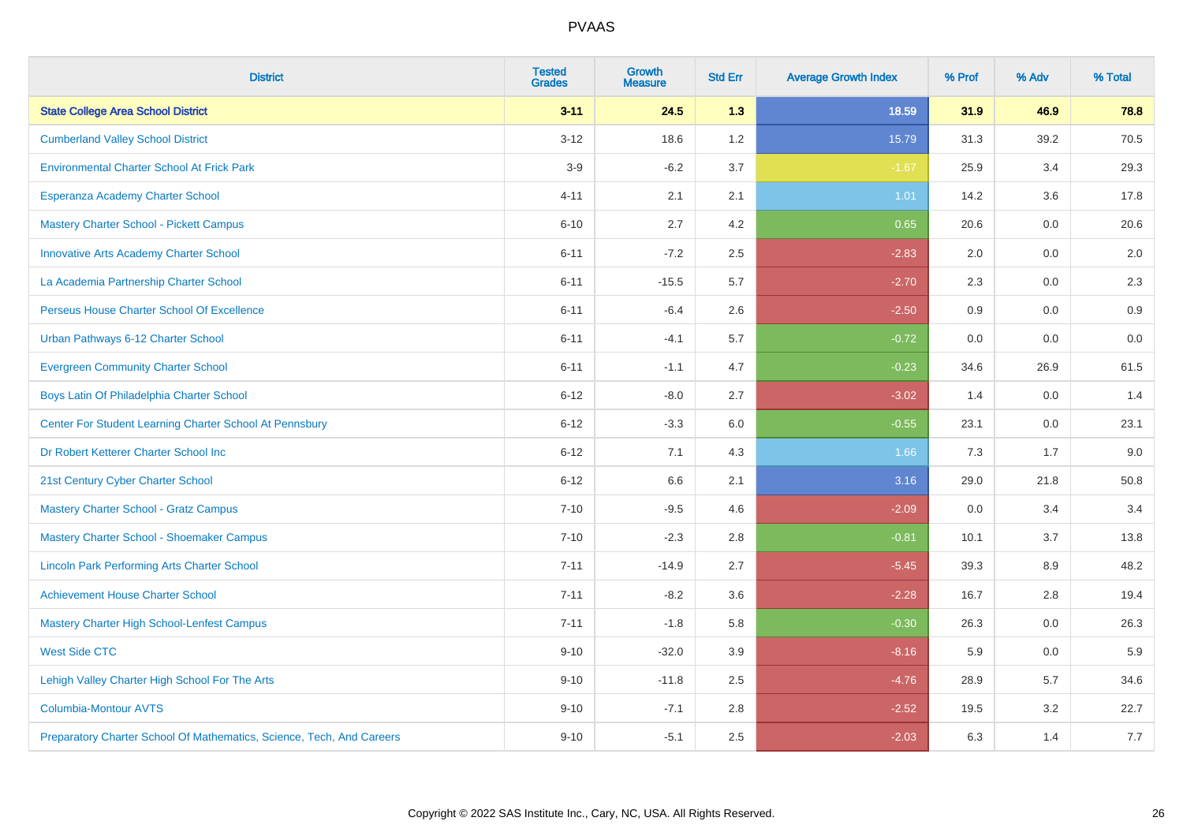# PVAAS

| District | Tested Grades | Growth Measure | Std Err | Average Growth Index | % Prof | % Adv | % Total |
|---|---|---|---|---|---|---|---|
| **State College Area School District** | **3-11** | **24.5** | **1.3** | **18.59** | **31.9** | **46.9** | **78.8** |
| Cumberland Valley School District | 3-12 | 18.6 | 1.2 | 15.79 | 31.3 | 39.2 | 70.5 |
| Environmental Charter School At Frick Park | 3-9 | -6.2 | 3.7 | -1.67 | 25.9 | 3.4 | 29.3 |
| Esperanza Academy Charter School | 4-11 | 2.1 | 2.1 | 1.01 | 14.2 | 3.6 | 17.8 |
| Mastery Charter School - Pickett Campus | 6-10 | 2.7 | 4.2 | 0.65 | 20.6 | 0.0 | 20.6 |
| Innovative Arts Academy Charter School | 6-11 | -7.2 | 2.5 | -2.83 | 2.0 | 0.0 | 2.0 |
| La Academia Partnership Charter School | 6-11 | -15.5 | 5.7 | -2.70 | 2.3 | 0.0 | 2.3 |
| Perseus House Charter School Of Excellence | 6-11 | -6.4 | 2.6 | -2.50 | 0.9 | 0.0 | 0.9 |
| Urban Pathways 6-12 Charter School | 6-11 | -4.1 | 5.7 | -0.72 | 0.0 | 0.0 | 0.0 |
| Evergreen Community Charter School | 6-11 | -1.1 | 4.7 | -0.23 | 34.6 | 26.9 | 61.5 |
| Boys Latin Of Philadelphia Charter School | 6-12 | -8.0 | 2.7 | -3.02 | 1.4 | 0.0 | 1.4 |
| Center For Student Learning Charter School At Pennsbury | 6-12 | -3.3 | 6.0 | -0.55 | 23.1 | 0.0 | 23.1 |
| Dr Robert Ketterer Charter School Inc | 6-12 | 7.1 | 4.3 | 1.66 | 7.3 | 1.7 | 9.0 |
| 21st Century Cyber Charter School | 6-12 | 6.6 | 2.1 | 3.16 | 29.0 | 21.8 | 50.8 |
| Mastery Charter School - Gratz Campus | 7-10 | -9.5 | 4.6 | -2.09 | 0.0 | 3.4 | 3.4 |
| Mastery Charter School - Shoemaker Campus | 7-10 | -2.3 | 2.8 | -0.81 | 10.1 | 3.7 | 13.8 |
| Lincoln Park Performing Arts Charter School | 7-11 | -14.9 | 2.7 | -5.45 | 39.3 | 8.9 | 48.2 |
| Achievement House Charter School | 7-11 | -8.2 | 3.6 | -2.28 | 16.7 | 2.8 | 19.4 |
| Mastery Charter High School-Lenfest Campus | 7-11 | -1.8 | 5.8 | -0.30 | 26.3 | 0.0 | 26.3 |
| West Side CTC | 9-10 | -32.0 | 3.9 | -8.16 | 5.9 | 0.0 | 5.9 |
| Lehigh Valley Charter High School For The Arts | 9-10 | -11.8 | 2.5 | -4.76 | 28.9 | 5.7 | 34.6 |
| Columbia-Montour AVTS | 9-10 | -7.1 | 2.8 | -2.52 | 19.5 | 3.2 | 22.7 |
| Preparatory Charter School Of Mathematics, Science, Tech, And Careers | 9-10 | -5.1 | 2.5 | -2.03 | 6.3 | 1.4 | 7.7 |

Copyright © 2022 SAS Institute Inc., Cary, NC, USA. All Rights Reserved.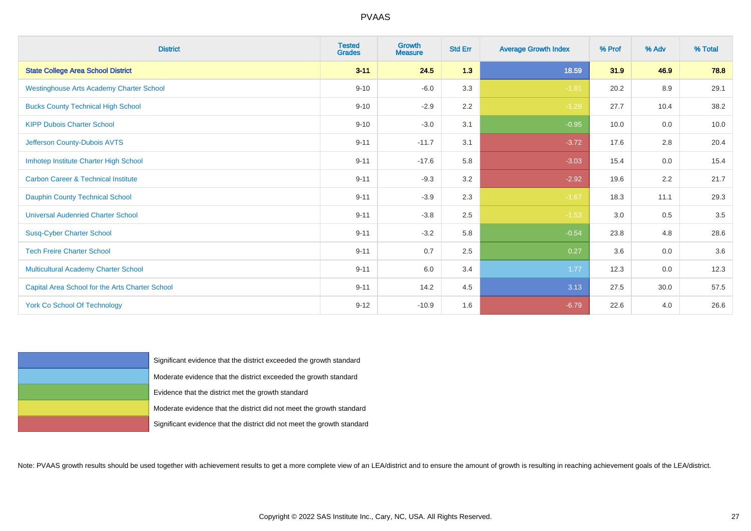# PVAAS

| District | Tested Grades | Growth Measure | Std Err | Average Growth Index | % Prof | % Adv | % Total |
|---|---|---|---|---|---|---|---|
| **State College Area School District** | **3-11** | **24.5** | **1.3** | **18.59** | **31.9** | **46.9** | **78.8** |
| Westinghouse Arts Academy Charter School | 9-10 | -6.0 | 3.3 | -1.81 | 20.2 | 8.9 | 29.1 |
| Bucks County Technical High School | 9-10 | -2.9 | 2.2 | -1.29 | 27.7 | 10.4 | 38.2 |
| KIPP Dubois Charter School | 9-10 | -3.0 | 3.1 | -0.95 | 10.0 | 0.0 | 10.0 |
| Jefferson County-Dubois AVTS | 9-11 | -11.7 | 3.1 | -3.72 | 17.6 | 2.8 | 20.4 |
| Imhotep Institute Charter High School | 9-11 | -17.6 | 5.8 | -3.03 | 15.4 | 0.0 | 15.4 |
| Carbon Career & Technical Institute | 9-11 | -9.3 | 3.2 | -2.92 | 19.6 | 2.2 | 21.7 |
| Dauphin County Technical School | 9-11 | -3.9 | 2.3 | -1.67 | 18.3 | 11.1 | 29.3 |
| Universal Audenried Charter School | 9-11 | -3.8 | 2.5 | -1.53 | 3.0 | 0.5 | 3.5 |
| Susq-Cyber Charter School | 9-11 | -3.2 | 5.8 | -0.54 | 23.8 | 4.8 | 28.6 |
| Tech Freire Charter School | 9-11 | 0.7 | 2.5 | 0.27 | 3.6 | 0.0 | 3.6 |
| Multicultural Academy Charter School | 9-11 | 6.0 | 3.4 | 1.77 | 12.3 | 0.0 | 12.3 |
| Capital Area School for the Arts Charter School | 9-11 | 14.2 | 4.5 | 3.13 | 27.5 | 30.0 | 57.5 |
| York Co School Of Technology | 9-12 | -10.9 | 1.6 | -6.79 | 22.6 | 4.0 | 26.6 |

Significant evidence that the district exceeded the growth standard

Moderate evidence that the district exceeded the growth standard

Evidence that the district met the growth standard

Moderate evidence that the district did not meet the growth standard

Significant evidence that the district did not meet the growth standard

Note: PVAAS growth results should be used together with achievement results to get a more complete view of an LEA/district and to ensure the amount of growth is resulting in reaching achievement goals of the LEA/district.

Copyright © 2022 SAS Institute Inc., Cary, NC, USA. All Rights Reserved.